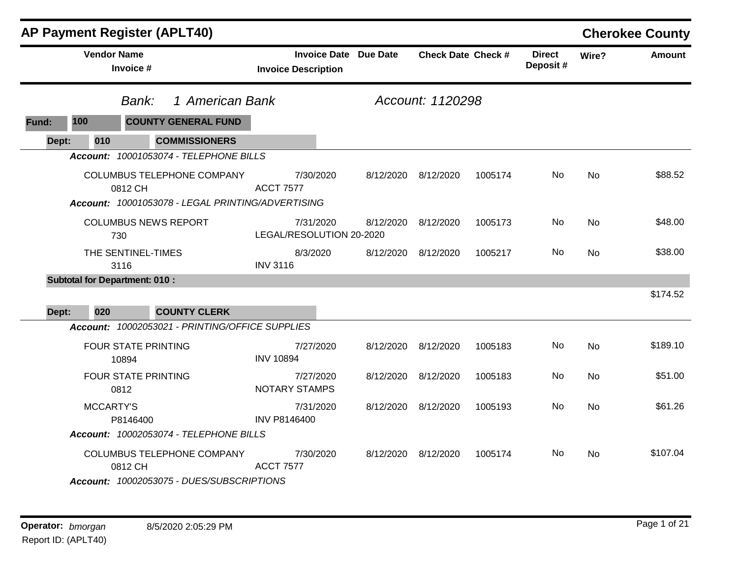# AP Payment Register (APLT40)

## Cherokee County

*Bank:* *1 American Bank* — *Account: 1120298*

**Fund: 100 — COUNTY GENERAL FUND**

**Dept: 010 — COMMISSIONERS**

| Vendor Name / Invoice # | Invoice Date / Invoice Description | Due Date | Check Date | Check # | Direct Deposit # | Wire? | Amount |
|---|---|---|---|---|---|---|---|
| ***Account:** 10001053074 - TELEPHONE BILLS* | | | | | | | |
| COLUMBUS TELEPHONE COMPANY<br>0812 CH | 7/30/2020<br>ACCT 7577 | 8/12/2020 | 8/12/2020 | 1005174 | No | No | $88.52 |
| ***Account:** 10001053078 - LEGAL PRINTING/ADVERTISING* | | | | | | | |
| COLUMBUS NEWS REPORT<br>730 | 7/31/2020<br>LEGAL/RESOLUTION 20-2020 | 8/12/2020 | 8/12/2020 | 1005173 | No | No | $48.00 |
| THE SENTINEL-TIMES<br>3116 | 8/3/2020<br>INV 3116 | 8/12/2020 | 8/12/2020 | 1005217 | No | No | $38.00 |
| **Subtotal for Department: 010 :** | | | | | | | $174.52 |

**Dept: 020 — COUNTY CLERK**

| Vendor Name / Invoice # | Invoice Date / Invoice Description | Due Date | Check Date | Check # | Direct Deposit # | Wire? | Amount |
|---|---|---|---|---|---|---|---|
| ***Account:** 10002053021 - PRINTING/OFFICE SUPPLIES* | | | | | | | |
| FOUR STATE PRINTING<br>10894 | 7/27/2020<br>INV 10894 | 8/12/2020 | 8/12/2020 | 1005183 | No | No | $189.10 |
| FOUR STATE PRINTING<br>0812 | 7/27/2020<br>NOTARY STAMPS | 8/12/2020 | 8/12/2020 | 1005183 | No | No | $51.00 |
| MCCARTY'S<br>P8146400 | 7/31/2020<br>INV P8146400 | 8/12/2020 | 8/12/2020 | 1005193 | No | No | $61.26 |
| ***Account:** 10002053074 - TELEPHONE BILLS* | | | | | | | |
| COLUMBUS TELEPHONE COMPANY<br>0812 CH | 7/30/2020<br>ACCT 7577 | 8/12/2020 | 8/12/2020 | 1005174 | No | No | $107.04 |
| ***Account:** 10002053075 - DUES/SUBSCRIPTIONS* | | | | | | | |

**Operator:** *bmorgan* 8/5/2020 2:05:29 PM
Report ID: (APLT40)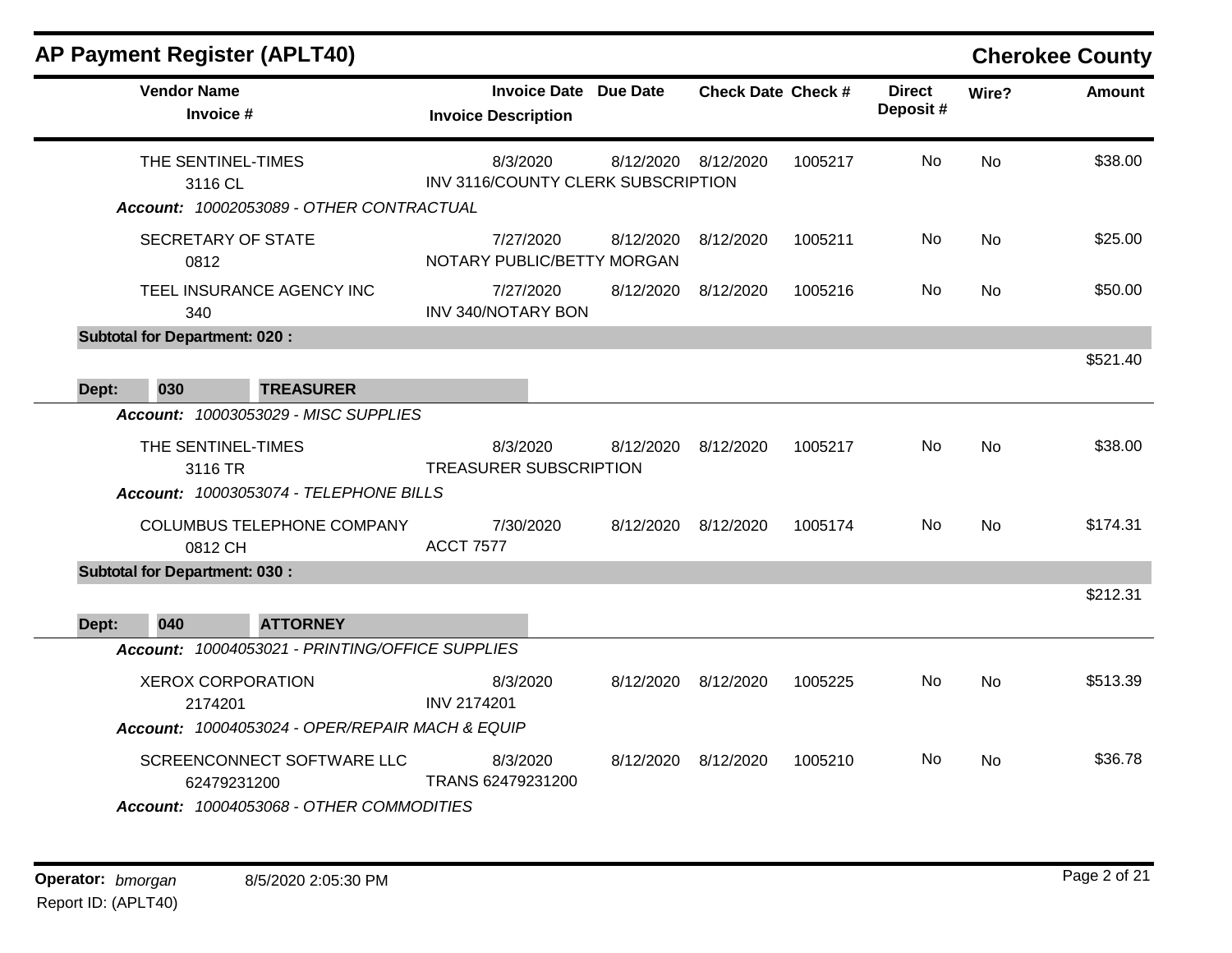## AP Payment Register (APLT40)

**Cherokee County**

| Vendor Name / Invoice # | Invoice Date / Invoice Description | Due Date | Check Date | Check # | Direct Deposit # | Wire? | Amount |
|---|---|---|---|---|---|---|---|
| THE SENTINEL-TIMES<br>3116 CL | 8/3/2020<br>INV 3116/COUNTY CLERK SUBSCRIPTION | 8/12/2020 | 8/12/2020 | 1005217 | No | No | $38.00 |
| ***Account:*** *10002053089 - OTHER CONTRACTUAL* | | | | | | | |
| SECRETARY OF STATE<br>0812 | 7/27/2020<br>NOTARY PUBLIC/BETTY MORGAN | 8/12/2020 | 8/12/2020 | 1005211 | No | No | $25.00 |
| TEEL INSURANCE AGENCY INC<br>340 | 7/27/2020<br>INV 340/NOTARY BON | 8/12/2020 | 8/12/2020 | 1005216 | No | No | $50.00 |
| **Subtotal for Department: 020 :** | | | | | | | $521.40 |
| **Dept: 030 TREASURER** | | | | | | | |
| ***Account:*** *10003053029 - MISC SUPPLIES* | | | | | | | |
| THE SENTINEL-TIMES<br>3116 TR | 8/3/2020<br>TREASURER SUBSCRIPTION | 8/12/2020 | 8/12/2020 | 1005217 | No | No | $38.00 |
| ***Account:*** *10003053074 - TELEPHONE BILLS* | | | | | | | |
| COLUMBUS TELEPHONE COMPANY<br>0812 CH | 7/30/2020<br>ACCT 7577 | 8/12/2020 | 8/12/2020 | 1005174 | No | No | $174.31 |
| **Subtotal for Department: 030 :** | | | | | | | $212.31 |
| **Dept: 040 ATTORNEY** | | | | | | | |
| ***Account:*** *10004053021 - PRINTING/OFFICE SUPPLIES* | | | | | | | |
| XEROX CORPORATION<br>2174201 | 8/3/2020<br>INV 2174201 | 8/12/2020 | 8/12/2020 | 1005225 | No | No | $513.39 |
| ***Account:*** *10004053024 - OPER/REPAIR MACH & EQUIP* | | | | | | | |
| SCREENCONNECT SOFTWARE LLC<br>62479231200 | 8/3/2020<br>TRANS 62479231200 | 8/12/2020 | 8/12/2020 | 1005210 | No | No | $36.78 |
| ***Account:*** *10004053068 - OTHER COMMODITIES* | | | | | | | |

**Operator:** *bmorgan* 8/5/2020 2:05:30 PM

Report ID: (APLT40)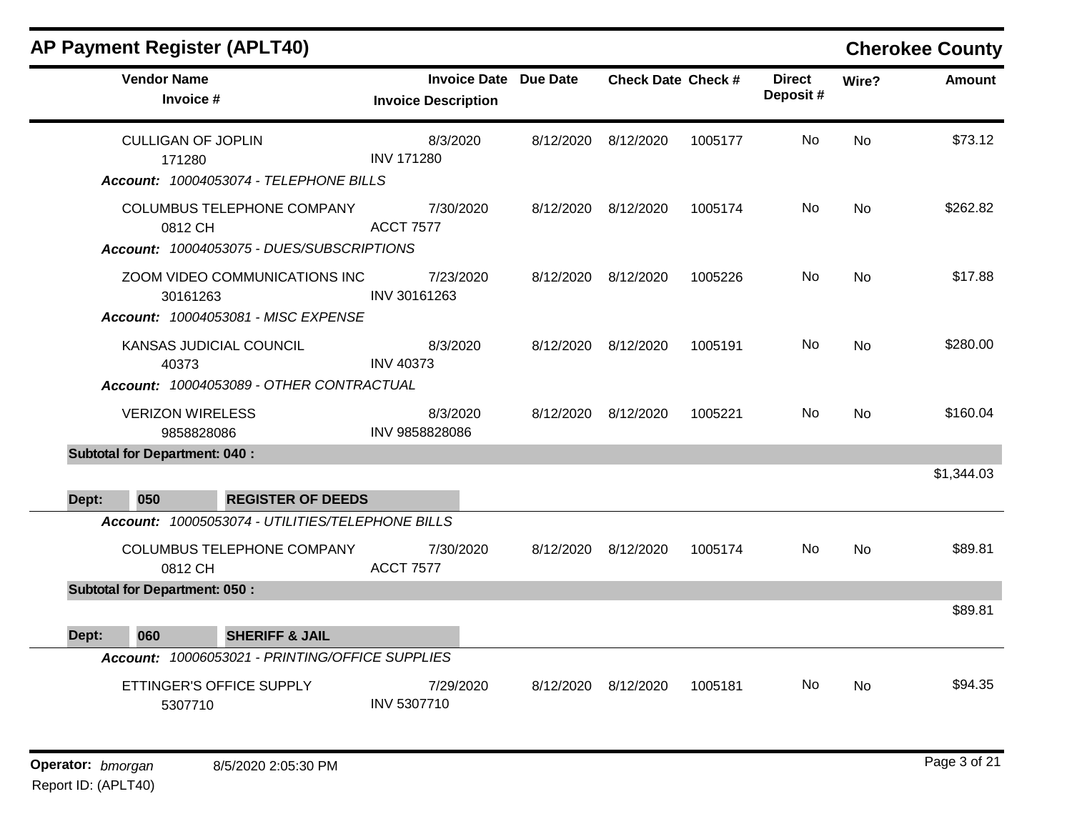## AP Payment Register (APLT40)

**Cherokee County**

| Vendor Name / Invoice # | Invoice Date / Invoice Description | Due Date | Check Date | Check # | Direct Deposit # | Wire? | Amount |
|---|---|---|---|---|---|---|---|
| CULLIGAN OF JOPLIN<br>171280 | 8/3/2020<br>INV 171280 | 8/12/2020 | 8/12/2020 | 1005177 | No | No | $73.12 |
| ***Account:** 10004053074 - TELEPHONE BILLS* | | | | | | | |
| COLUMBUS TELEPHONE COMPANY<br>0812 CH | 7/30/2020<br>ACCT 7577 | 8/12/2020 | 8/12/2020 | 1005174 | No | No | $262.82 |
| ***Account:** 10004053075 - DUES/SUBSCRIPTIONS* | | | | | | | |
| ZOOM VIDEO COMMUNICATIONS INC<br>30161263 | 7/23/2020<br>INV 30161263 | 8/12/2020 | 8/12/2020 | 1005226 | No | No | $17.88 |
| ***Account:** 10004053081 - MISC EXPENSE* | | | | | | | |
| KANSAS JUDICIAL COUNCIL<br>40373 | 8/3/2020<br>INV 40373 | 8/12/2020 | 8/12/2020 | 1005191 | No | No | $280.00 |
| ***Account:** 10004053089 - OTHER CONTRACTUAL* | | | | | | | |
| VERIZON WIRELESS<br>9858828086 | 8/3/2020<br>INV 9858828086 | 8/12/2020 | 8/12/2020 | 1005221 | No | No | $160.04 |
| **Subtotal for Department: 040 :** | | | | | | | $1,344.03 |
| **Dept: 050 REGISTER OF DEEDS** | | | | | | | |
| ***Account:** 10005053074 - UTILITIES/TELEPHONE BILLS* | | | | | | | |
| COLUMBUS TELEPHONE COMPANY<br>0812 CH | 7/30/2020<br>ACCT 7577 | 8/12/2020 | 8/12/2020 | 1005174 | No | No | $89.81 |
| **Subtotal for Department: 050 :** | | | | | | | $89.81 |
| **Dept: 060 SHERIFF & JAIL** | | | | | | | |
| ***Account:** 10006053021 - PRINTING/OFFICE SUPPLIES* | | | | | | | |
| ETTINGER'S OFFICE SUPPLY<br>5307710 | 7/29/2020<br>INV 5307710 | 8/12/2020 | 8/12/2020 | 1005181 | No | No | $94.35 |

**Operator:** *bmorgan* 8/5/2020 2:05:30 PM

Report ID: (APLT40)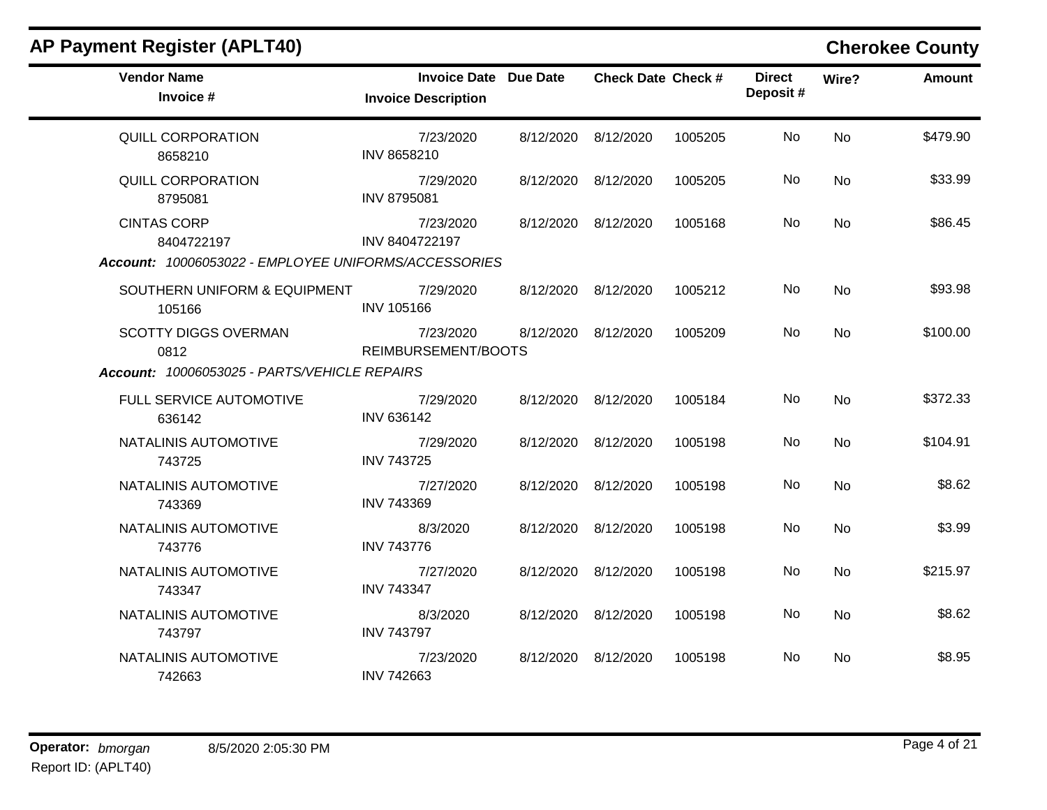## AP Payment Register (APLT40)

**Cherokee County**

| Vendor Name / Invoice # | Invoice Date / Invoice Description | Due Date | Check Date | Check # | Direct Deposit # | Wire? | Amount |
|---|---|---|---|---|---|---|---|
| QUILL CORPORATION<br>8658210 | 7/23/2020<br>INV 8658210 | 8/12/2020 | 8/12/2020 | 1005205 | No | No | $479.90 |
| QUILL CORPORATION<br>8795081 | 7/29/2020<br>INV 8795081 | 8/12/2020 | 8/12/2020 | 1005205 | No | No | $33.99 |
| CINTAS CORP<br>8404722197 | 7/23/2020<br>INV 8404722197 | 8/12/2020 | 8/12/2020 | 1005168 | No | No | $86.45 |
| ***Account:*** *10006053022 - EMPLOYEE UNIFORMS/ACCESSORIES* | | | | | | | |
| SOUTHERN UNIFORM & EQUIPMENT<br>105166 | 7/29/2020<br>INV 105166 | 8/12/2020 | 8/12/2020 | 1005212 | No | No | $93.98 |
| SCOTTY DIGGS OVERMAN<br>0812 | 7/23/2020<br>REIMBURSEMENT/BOOTS | 8/12/2020 | 8/12/2020 | 1005209 | No | No | $100.00 |
| ***Account:*** *10006053025 - PARTS/VEHICLE REPAIRS* | | | | | | | |
| FULL SERVICE AUTOMOTIVE<br>636142 | 7/29/2020<br>INV 636142 | 8/12/2020 | 8/12/2020 | 1005184 | No | No | $372.33 |
| NATALINIS AUTOMOTIVE<br>743725 | 7/29/2020<br>INV 743725 | 8/12/2020 | 8/12/2020 | 1005198 | No | No | $104.91 |
| NATALINIS AUTOMOTIVE<br>743369 | 7/27/2020<br>INV 743369 | 8/12/2020 | 8/12/2020 | 1005198 | No | No | $8.62 |
| NATALINIS AUTOMOTIVE<br>743776 | 8/3/2020<br>INV 743776 | 8/12/2020 | 8/12/2020 | 1005198 | No | No | $3.99 |
| NATALINIS AUTOMOTIVE<br>743347 | 7/27/2020<br>INV 743347 | 8/12/2020 | 8/12/2020 | 1005198 | No | No | $215.97 |
| NATALINIS AUTOMOTIVE<br>743797 | 8/3/2020<br>INV 743797 | 8/12/2020 | 8/12/2020 | 1005198 | No | No | $8.62 |
| NATALINIS AUTOMOTIVE<br>742663 | 7/23/2020<br>INV 742663 | 8/12/2020 | 8/12/2020 | 1005198 | No | No | $8.95 |

**Operator:** *bmorgan* 8/5/2020 2:05:30 PM
Report ID: (APLT40)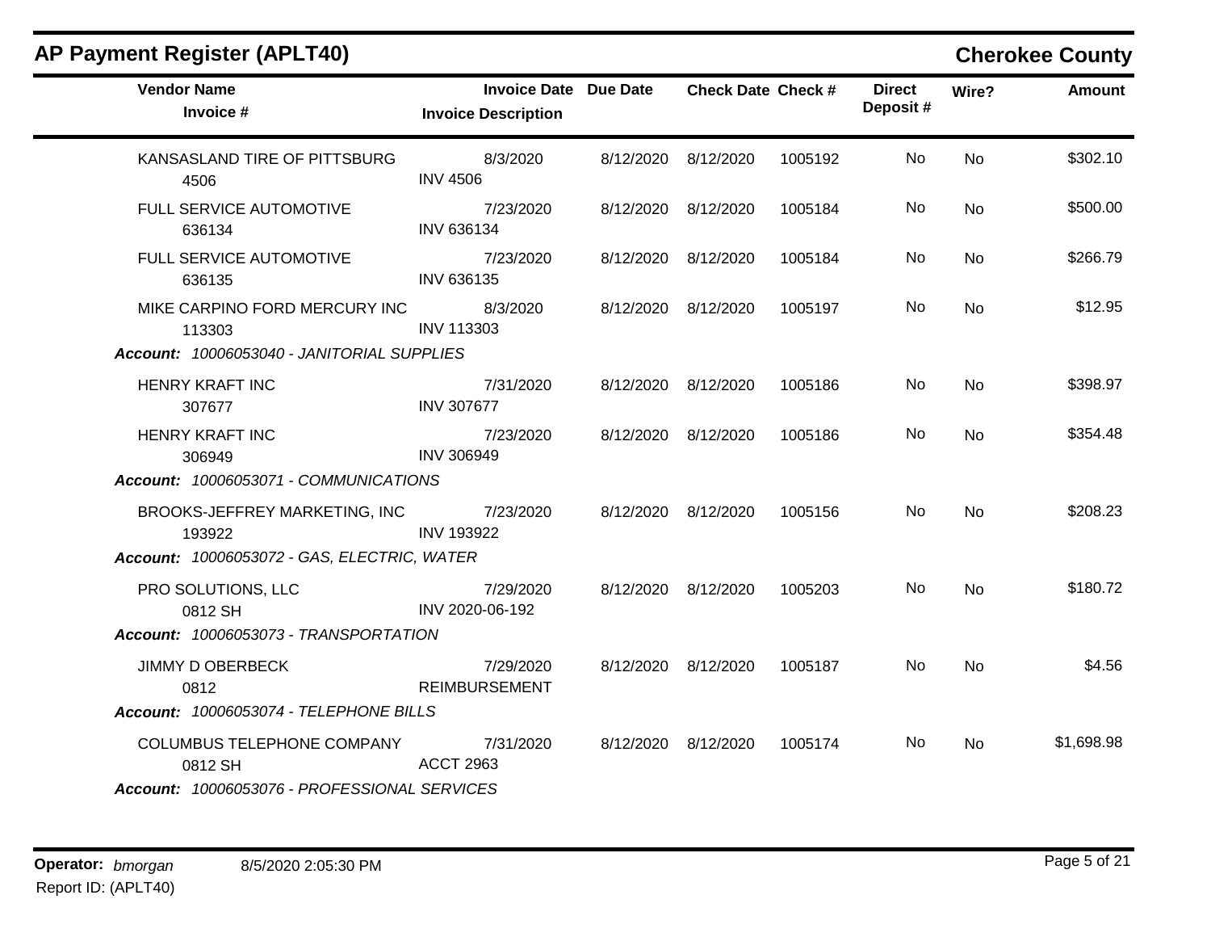## AP Payment Register (APLT40)

**Cherokee County**

| Vendor Name / Invoice # | Invoice Date / Invoice Description | Due Date | Check Date | Check # | Direct Deposit # | Wire? | Amount |
|---|---|---|---|---|---|---|---|
| KANSASLAND TIRE OF PITTSBURG<br>4506 | 8/3/2020<br>INV 4506 | 8/12/2020 | 8/12/2020 | 1005192 | No | No | $302.10 |
| FULL SERVICE AUTOMOTIVE<br>636134 | 7/23/2020<br>INV 636134 | 8/12/2020 | 8/12/2020 | 1005184 | No | No | $500.00 |
| FULL SERVICE AUTOMOTIVE<br>636135 | 7/23/2020<br>INV 636135 | 8/12/2020 | 8/12/2020 | 1005184 | No | No | $266.79 |
| MIKE CARPINO FORD MERCURY INC<br>113303 | 8/3/2020<br>INV 113303 | 8/12/2020 | 8/12/2020 | 1005197 | No | No | $12.95 |
| ***Account:** 10006053040 - JANITORIAL SUPPLIES* | | | | | | | |
| HENRY KRAFT INC<br>307677 | 7/31/2020<br>INV 307677 | 8/12/2020 | 8/12/2020 | 1005186 | No | No | $398.97 |
| HENRY KRAFT INC<br>306949 | 7/23/2020<br>INV 306949 | 8/12/2020 | 8/12/2020 | 1005186 | No | No | $354.48 |
| ***Account:** 10006053071 - COMMUNICATIONS* | | | | | | | |
| BROOKS-JEFFREY MARKETING, INC<br>193922 | 7/23/2020<br>INV 193922 | 8/12/2020 | 8/12/2020 | 1005156 | No | No | $208.23 |
| ***Account:** 10006053072 - GAS, ELECTRIC, WATER* | | | | | | | |
| PRO SOLUTIONS, LLC<br>0812 SH | 7/29/2020<br>INV 2020-06-192 | 8/12/2020 | 8/12/2020 | 1005203 | No | No | $180.72 |
| ***Account:** 10006053073 - TRANSPORTATION* | | | | | | | |
| JIMMY D OBERBECK<br>0812 | 7/29/2020<br>REIMBURSEMENT | 8/12/2020 | 8/12/2020 | 1005187 | No | No | $4.56 |
| ***Account:** 10006053074 - TELEPHONE BILLS* | | | | | | | |
| COLUMBUS TELEPHONE COMPANY<br>0812 SH | 7/31/2020<br>ACCT 2963 | 8/12/2020 | 8/12/2020 | 1005174 | No | No | $1,698.98 |
| ***Account:** 10006053076 - PROFESSIONAL SERVICES* | | | | | | | |

**Operator:** *bmorgan* 8/5/2020 2:05:30 PM
Report ID: (APLT40)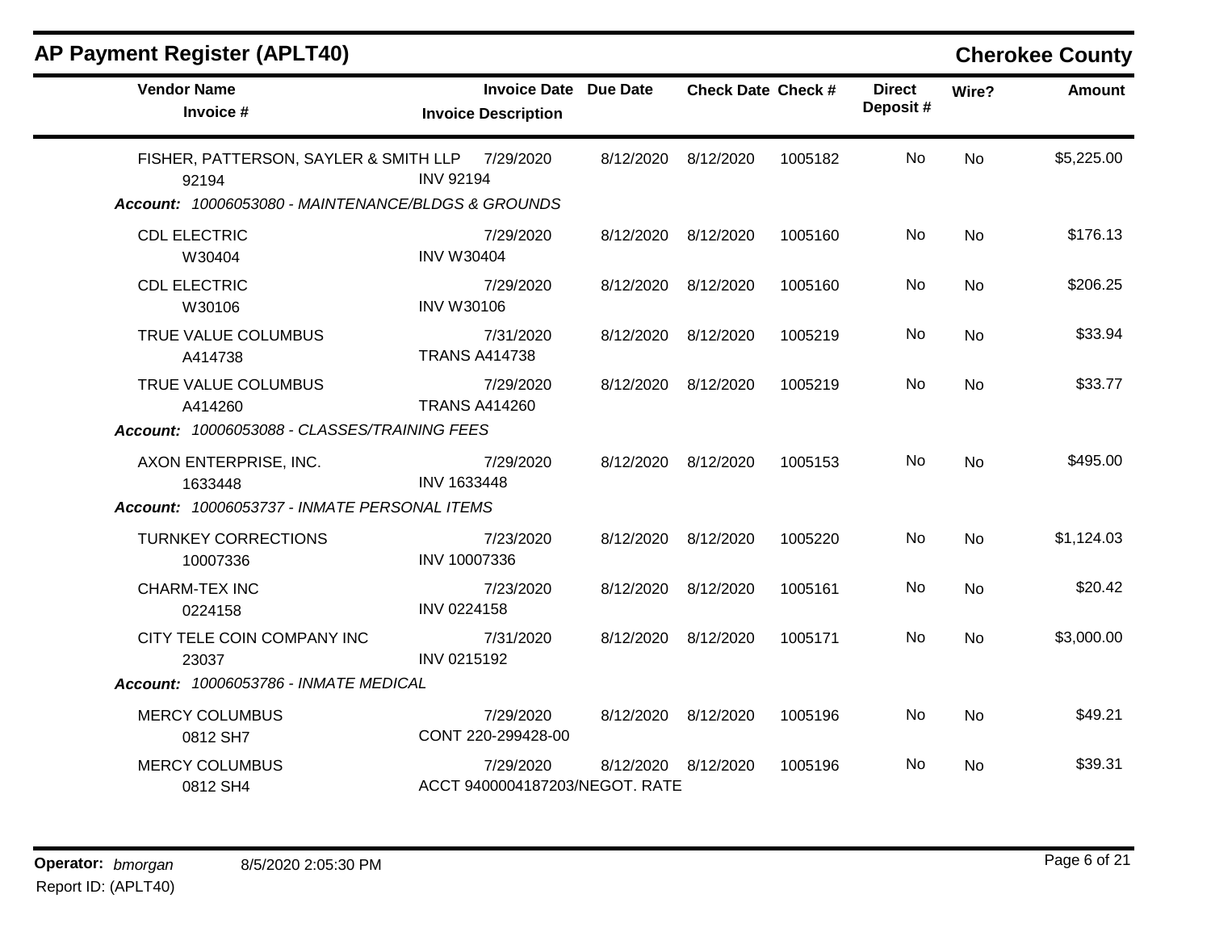## AP Payment Register (APLT40)

**Cherokee County**

| Vendor Name / Invoice # | Invoice Date / Invoice Description | Due Date | Check Date | Check # | Direct Deposit # | Wire? | Amount |
|---|---|---|---|---|---|---|---|
| FISHER, PATTERSON, SAYLER & SMITH LLP<br>92194 | 7/29/2020<br>INV 92194 | 8/12/2020 | 8/12/2020 | 1005182 | No | No | $5,225.00 |
| ***Account: 10006053080 - MAINTENANCE/BLDGS & GROUNDS*** | | | | | | | |
| CDL ELECTRIC<br>W30404 | 7/29/2020<br>INV W30404 | 8/12/2020 | 8/12/2020 | 1005160 | No | No | $176.13 |
| CDL ELECTRIC<br>W30106 | 7/29/2020<br>INV W30106 | 8/12/2020 | 8/12/2020 | 1005160 | No | No | $206.25 |
| TRUE VALUE COLUMBUS<br>A414738 | 7/31/2020<br>TRANS A414738 | 8/12/2020 | 8/12/2020 | 1005219 | No | No | $33.94 |
| TRUE VALUE COLUMBUS<br>A414260 | 7/29/2020<br>TRANS A414260 | 8/12/2020 | 8/12/2020 | 1005219 | No | No | $33.77 |
| ***Account: 10006053088 - CLASSES/TRAINING FEES*** | | | | | | | |
| AXON ENTERPRISE, INC.<br>1633448 | 7/29/2020<br>INV 1633448 | 8/12/2020 | 8/12/2020 | 1005153 | No | No | $495.00 |
| ***Account: 10006053737 - INMATE PERSONAL ITEMS*** | | | | | | | |
| TURNKEY CORRECTIONS<br>10007336 | 7/23/2020<br>INV 10007336 | 8/12/2020 | 8/12/2020 | 1005220 | No | No | $1,124.03 |
| CHARM-TEX INC<br>0224158 | 7/23/2020<br>INV 0224158 | 8/12/2020 | 8/12/2020 | 1005161 | No | No | $20.42 |
| CITY TELE COIN COMPANY INC<br>23037 | 7/31/2020<br>INV 0215192 | 8/12/2020 | 8/12/2020 | 1005171 | No | No | $3,000.00 |
| ***Account: 10006053786 - INMATE MEDICAL*** | | | | | | | |
| MERCY COLUMBUS<br>0812 SH7 | 7/29/2020<br>CONT 220-299428-00 | 8/12/2020 | 8/12/2020 | 1005196 | No | No | $49.21 |
| MERCY COLUMBUS<br>0812 SH4 | 7/29/2020<br>ACCT 9400004187203/NEGOT. RATE | 8/12/2020 | 8/12/2020 | 1005196 | No | No | $39.31 |

**Operator:** *bmorgan* 8/5/2020 2:05:30 PM
Report ID: (APLT40)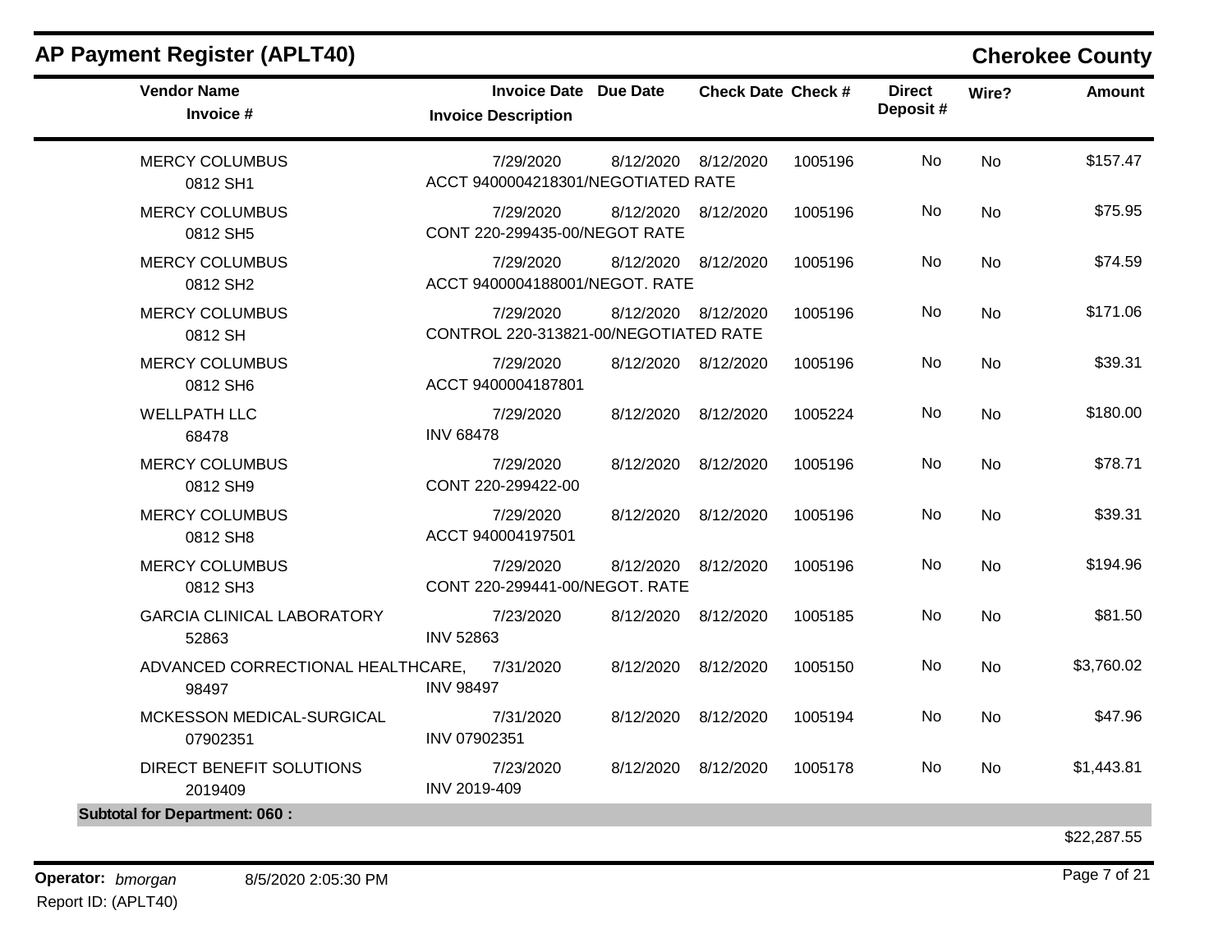## AP Payment Register (APLT40)

**Cherokee County**

| Vendor Name / Invoice # | Invoice Date / Invoice Description | Due Date | Check Date | Check # | Direct Deposit # | Wire? | Amount |
|---|---|---|---|---|---|---|---|
| MERCY COLUMBUS<br>0812 SH1 | 7/29/2020<br>ACCT 9400004218301/NEGOTIATED RATE | 8/12/2020 | 8/12/2020 | 1005196 | No | No | $157.47 |
| MERCY COLUMBUS<br>0812 SH5 | 7/29/2020<br>CONT 220-299435-00/NEGOT RATE | 8/12/2020 | 8/12/2020 | 1005196 | No | No | $75.95 |
| MERCY COLUMBUS<br>0812 SH2 | 7/29/2020<br>ACCT 9400004188001/NEGOT. RATE | 8/12/2020 | 8/12/2020 | 1005196 | No | No | $74.59 |
| MERCY COLUMBUS<br>0812 SH | 7/29/2020<br>CONTROL 220-313821-00/NEGOTIATED RATE | 8/12/2020 | 8/12/2020 | 1005196 | No | No | $171.06 |
| MERCY COLUMBUS<br>0812 SH6 | 7/29/2020<br>ACCT 9400004187801 | 8/12/2020 | 8/12/2020 | 1005196 | No | No | $39.31 |
| WELLPATH LLC<br>68478 | 7/29/2020<br>INV 68478 | 8/12/2020 | 8/12/2020 | 1005224 | No | No | $180.00 |
| MERCY COLUMBUS<br>0812 SH9 | 7/29/2020<br>CONT 220-299422-00 | 8/12/2020 | 8/12/2020 | 1005196 | No | No | $78.71 |
| MERCY COLUMBUS<br>0812 SH8 | 7/29/2020<br>ACCT 940004197501 | 8/12/2020 | 8/12/2020 | 1005196 | No | No | $39.31 |
| MERCY COLUMBUS<br>0812 SH3 | 7/29/2020<br>CONT 220-299441-00/NEGOT. RATE | 8/12/2020 | 8/12/2020 | 1005196 | No | No | $194.96 |
| GARCIA CLINICAL LABORATORY<br>52863 | 7/23/2020<br>INV 52863 | 8/12/2020 | 8/12/2020 | 1005185 | No | No | $81.50 |
| ADVANCED CORRECTIONAL HEALTHCARE,<br>98497 | 7/31/2020<br>INV 98497 | 8/12/2020 | 8/12/2020 | 1005150 | No | No | $3,760.02 |
| MCKESSON MEDICAL-SURGICAL<br>07902351 | 7/31/2020<br>INV 07902351 | 8/12/2020 | 8/12/2020 | 1005194 | No | No | $47.96 |
| DIRECT BENEFIT SOLUTIONS<br>2019409 | 7/23/2020<br>INV 2019-409 | 8/12/2020 | 8/12/2020 | 1005178 | No | No | $1,443.81 |
| **Subtotal for Department: 060 :** | | | | | | | $22,287.55 |

**Operator:** *bmorgan* 8/5/2020 2:05:30 PM

Report ID: (APLT40)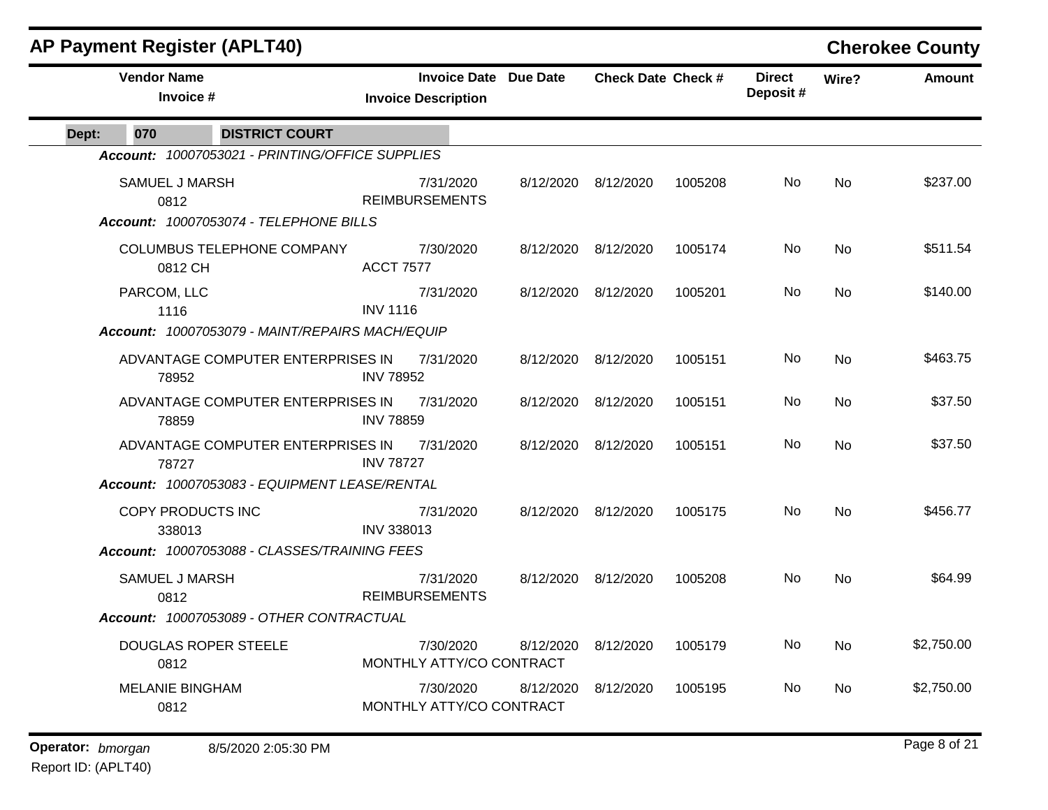# AP Payment Register (APLT40)

**Cherokee County**

| Vendor Name / Invoice # | Invoice Date / Invoice Description | Due Date | Check Date | Check # | Direct Deposit # | Wire? | Amount |
|---|---|---|---|---|---|---|---|
| **Dept: 070 DISTRICT COURT** | | | | | | | |
| ***Account: 10007053021 - PRINTING/OFFICE SUPPLIES*** | | | | | | | |
| SAMUEL J MARSH<br>0812 | 7/31/2020<br>REIMBURSEMENTS | 8/12/2020 | 8/12/2020 | 1005208 | No | No | $237.00 |
| ***Account: 10007053074 - TELEPHONE BILLS*** | | | | | | | |
| COLUMBUS TELEPHONE COMPANY<br>0812 CH | 7/30/2020<br>ACCT 7577 | 8/12/2020 | 8/12/2020 | 1005174 | No | No | $511.54 |
| PARCOM, LLC<br>1116 | 7/31/2020<br>INV 1116 | 8/12/2020 | 8/12/2020 | 1005201 | No | No | $140.00 |
| ***Account: 10007053079 - MAINT/REPAIRS MACH/EQUIP*** | | | | | | | |
| ADVANTAGE COMPUTER ENTERPRISES IN<br>78952 | 7/31/2020<br>INV 78952 | 8/12/2020 | 8/12/2020 | 1005151 | No | No | $463.75 |
| ADVANTAGE COMPUTER ENTERPRISES IN<br>78859 | 7/31/2020<br>INV 78859 | 8/12/2020 | 8/12/2020 | 1005151 | No | No | $37.50 |
| ADVANTAGE COMPUTER ENTERPRISES IN<br>78727 | 7/31/2020<br>INV 78727 | 8/12/2020 | 8/12/2020 | 1005151 | No | No | $37.50 |
| ***Account: 10007053083 - EQUIPMENT LEASE/RENTAL*** | | | | | | | |
| COPY PRODUCTS INC<br>338013 | 7/31/2020<br>INV 338013 | 8/12/2020 | 8/12/2020 | 1005175 | No | No | $456.77 |
| ***Account: 10007053088 - CLASSES/TRAINING FEES*** | | | | | | | |
| SAMUEL J MARSH<br>0812 | 7/31/2020<br>REIMBURSEMENTS | 8/12/2020 | 8/12/2020 | 1005208 | No | No | $64.99 |
| ***Account: 10007053089 - OTHER CONTRACTUAL*** | | | | | | | |
| DOUGLAS ROPER STEELE<br>0812 | 7/30/2020<br>MONTHLY ATTY/CO CONTRACT | 8/12/2020 | 8/12/2020 | 1005179 | No | No | $2,750.00 |
| MELANIE BINGHAM<br>0812 | 7/30/2020<br>MONTHLY ATTY/CO CONTRACT | 8/12/2020 | 8/12/2020 | 1005195 | No | No | $2,750.00 |

**Operator:** *bmorgan* 8/5/2020 2:05:30 PM
Report ID: (APLT40)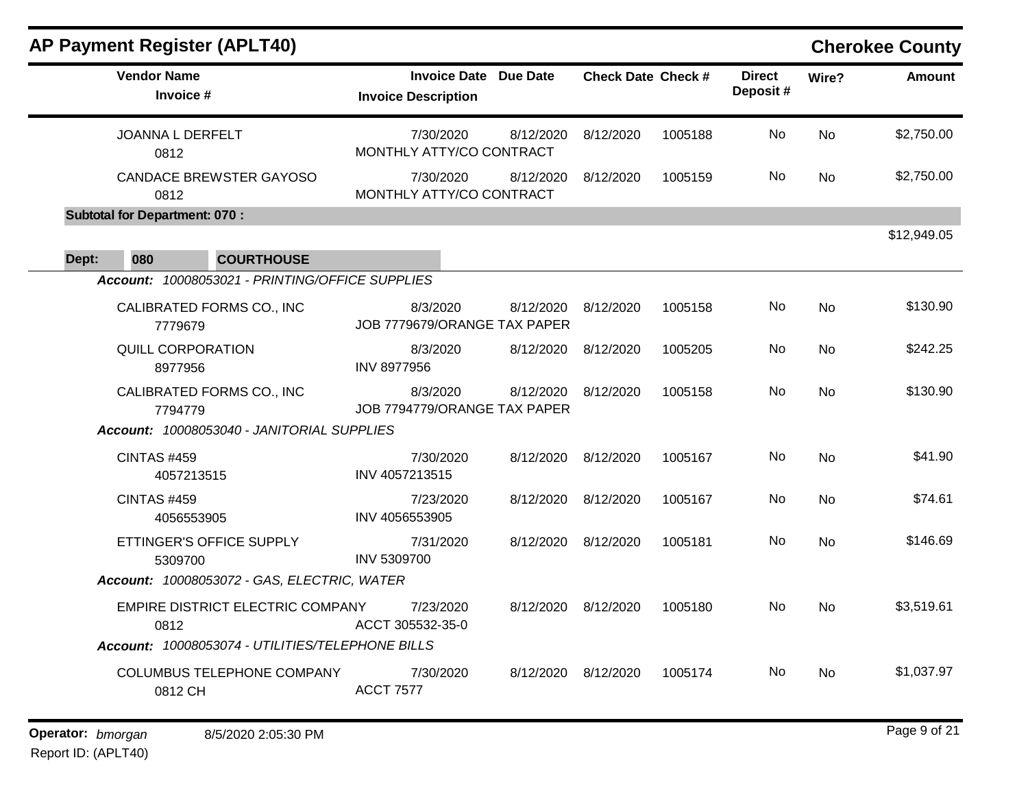## AP Payment Register (APLT40) — Cherokee County

| Vendor Name / Invoice # | Invoice Date / Invoice Description | Due Date | Check Date | Check # | Direct Deposit # | Wire? | Amount |
|---|---|---|---|---|---|---|---|
| JOANNA L DERFELT<br>0812 | 7/30/2020<br>MONTHLY ATTY/CO CONTRACT | 8/12/2020 | 8/12/2020 | 1005188 | No | No | $2,750.00 |
| CANDACE BREWSTER GAYOSO<br>0812 | 7/30/2020<br>MONTHLY ATTY/CO CONTRACT | 8/12/2020 | 8/12/2020 | 1005159 | No | No | $2,750.00 |
| **Subtotal for Department: 070 :** | | | | | | | $12,949.05 |

**Dept: 080 COURTHOUSE**

*Account: 10008053021 - PRINTING/OFFICE SUPPLIES*

| Vendor Name / Invoice # | Invoice Date / Invoice Description | Due Date | Check Date | Check # | Direct Deposit # | Wire? | Amount |
|---|---|---|---|---|---|---|---|
| CALIBRATED FORMS CO., INC<br>7779679 | 8/3/2020<br>JOB 7779679/ORANGE TAX PAPER | 8/12/2020 | 8/12/2020 | 1005158 | No | No | $130.90 |
| QUILL CORPORATION<br>8977956 | 8/3/2020<br>INV 8977956 | 8/12/2020 | 8/12/2020 | 1005205 | No | No | $242.25 |
| CALIBRATED FORMS CO., INC<br>7794779 | 8/3/2020<br>JOB 7794779/ORANGE TAX PAPER | 8/12/2020 | 8/12/2020 | 1005158 | No | No | $130.90 |

*Account: 10008053040 - JANITORIAL SUPPLIES*

| Vendor Name / Invoice # | Invoice Date / Invoice Description | Due Date | Check Date | Check # | Direct Deposit # | Wire? | Amount |
|---|---|---|---|---|---|---|---|
| CINTAS #459<br>4057213515 | 7/30/2020<br>INV 4057213515 | 8/12/2020 | 8/12/2020 | 1005167 | No | No | $41.90 |
| CINTAS #459<br>4056553905 | 7/23/2020<br>INV 4056553905 | 8/12/2020 | 8/12/2020 | 1005167 | No | No | $74.61 |
| ETTINGER'S OFFICE SUPPLY<br>5309700 | 7/31/2020<br>INV 5309700 | 8/12/2020 | 8/12/2020 | 1005181 | No | No | $146.69 |

*Account: 10008053072 - GAS, ELECTRIC, WATER*

| Vendor Name / Invoice # | Invoice Date / Invoice Description | Due Date | Check Date | Check # | Direct Deposit # | Wire? | Amount |
|---|---|---|---|---|---|---|---|
| EMPIRE DISTRICT ELECTRIC COMPANY<br>0812 | 7/23/2020<br>ACCT 305532-35-0 | 8/12/2020 | 8/12/2020 | 1005180 | No | No | $3,519.61 |

*Account: 10008053074 - UTILITIES/TELEPHONE BILLS*

| Vendor Name / Invoice # | Invoice Date / Invoice Description | Due Date | Check Date | Check # | Direct Deposit # | Wire? | Amount |
|---|---|---|---|---|---|---|---|
| COLUMBUS TELEPHONE COMPANY<br>0812 CH | 7/30/2020<br>ACCT 7577 | 8/12/2020 | 8/12/2020 | 1005174 | No | No | $1,037.97 |

Operator: *bmorgan* 8/5/2020 2:05:30 PM
Report ID: (APLT40)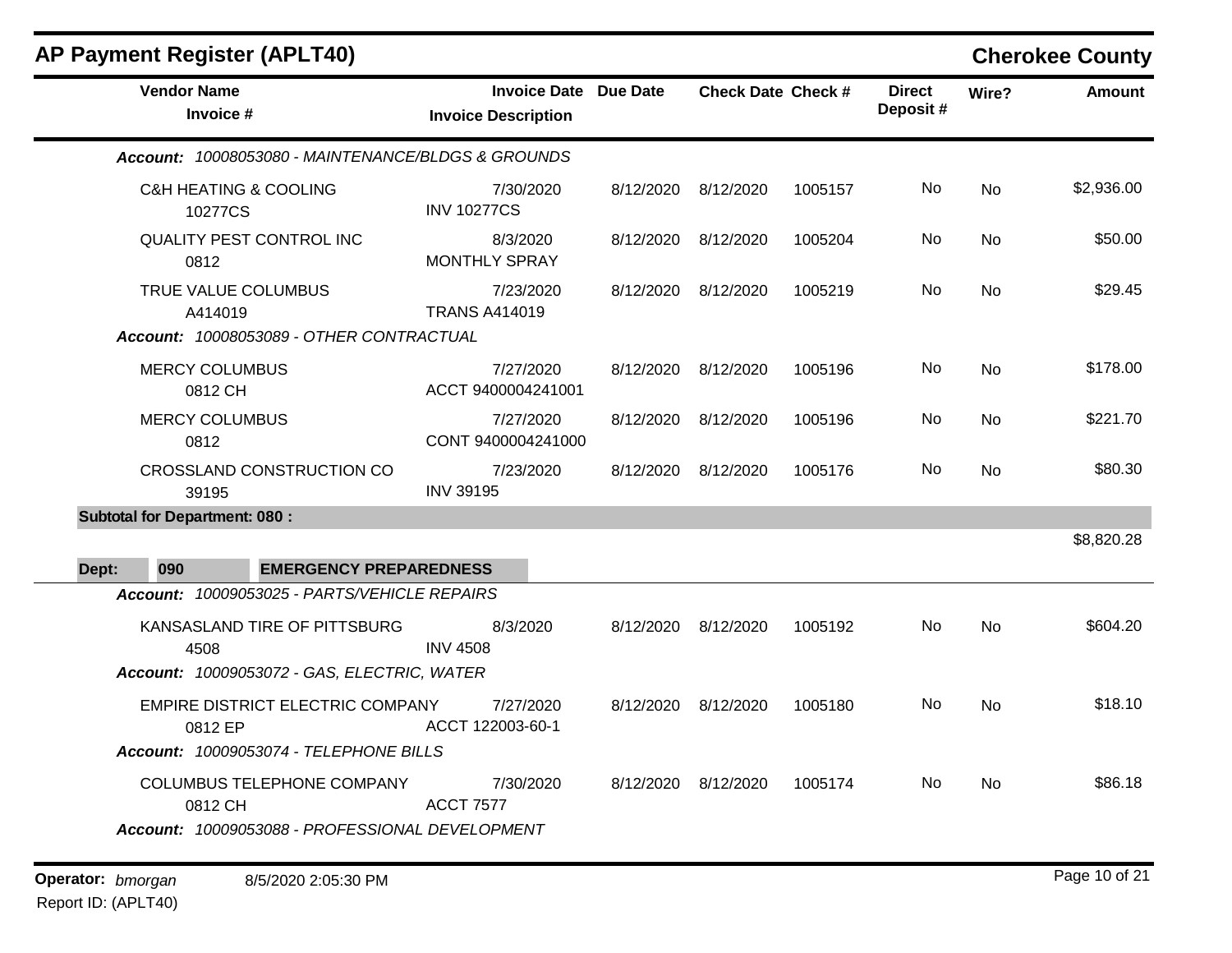## AP Payment Register (APLT40)

**Cherokee County**

| Vendor Name / Invoice # | Invoice Date / Invoice Description | Due Date | Check Date | Check # | Direct Deposit # | Wire? | Amount |
|---|---|---|---|---|---|---|---|
| ***Account: 10008053080 - MAINTENANCE/BLDGS & GROUNDS*** | | | | | | | |
| C&H HEATING & COOLING<br>10277CS | 7/30/2020<br>INV 10277CS | 8/12/2020 | 8/12/2020 | 1005157 | No | No | $2,936.00 |
| QUALITY PEST CONTROL INC<br>0812 | 8/3/2020<br>MONTHLY SPRAY | 8/12/2020 | 8/12/2020 | 1005204 | No | No | $50.00 |
| TRUE VALUE COLUMBUS<br>A414019 | 7/23/2020<br>TRANS A414019 | 8/12/2020 | 8/12/2020 | 1005219 | No | No | $29.45 |
| ***Account: 10008053089 - OTHER CONTRACTUAL*** | | | | | | | |
| MERCY COLUMBUS<br>0812 CH | 7/27/2020<br>ACCT 9400004241001 | 8/12/2020 | 8/12/2020 | 1005196 | No | No | $178.00 |
| MERCY COLUMBUS<br>0812 | 7/27/2020<br>CONT 9400004241000 | 8/12/2020 | 8/12/2020 | 1005196 | No | No | $221.70 |
| CROSSLAND CONSTRUCTION CO<br>39195 | 7/23/2020<br>INV 39195 | 8/12/2020 | 8/12/2020 | 1005176 | No | No | $80.30 |
| **Subtotal for Department: 080 :** | | | | | | | $8,820.28 |
| **Dept: 090 EMERGENCY PREPAREDNESS** | | | | | | | |
| ***Account: 10009053025 - PARTS/VEHICLE REPAIRS*** | | | | | | | |
| KANSASLAND TIRE OF PITTSBURG<br>4508 | 8/3/2020<br>INV 4508 | 8/12/2020 | 8/12/2020 | 1005192 | No | No | $604.20 |
| ***Account: 10009053072 - GAS, ELECTRIC, WATER*** | | | | | | | |
| EMPIRE DISTRICT ELECTRIC COMPANY<br>0812 EP | 7/27/2020<br>ACCT 122003-60-1 | 8/12/2020 | 8/12/2020 | 1005180 | No | No | $18.10 |
| ***Account: 10009053074 - TELEPHONE BILLS*** | | | | | | | |
| COLUMBUS TELEPHONE COMPANY<br>0812 CH | 7/30/2020<br>ACCT 7577 | 8/12/2020 | 8/12/2020 | 1005174 | No | No | $86.18 |
| ***Account: 10009053088 - PROFESSIONAL DEVELOPMENT*** | | | | | | | |

**Operator:** *bmorgan* 8/5/2020 2:05:30 PM
Report ID: (APLT40)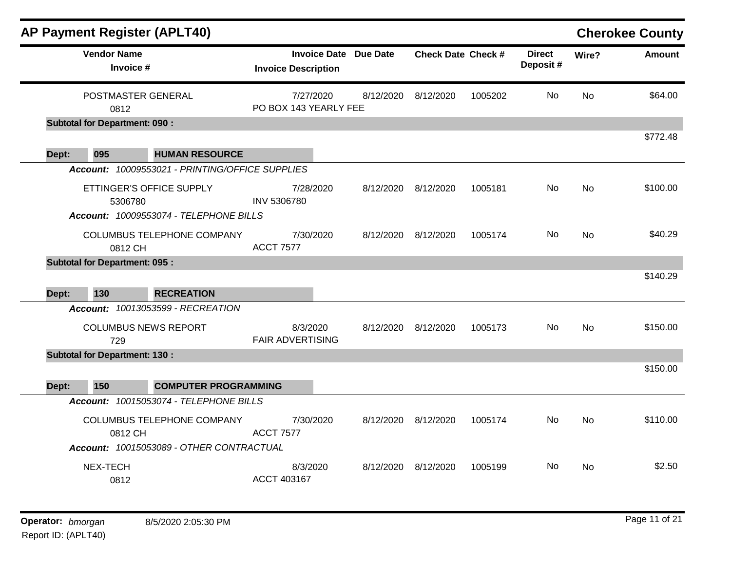# AP Payment Register (APLT40)

**Cherokee County**

| Vendor Name / Invoice # | Invoice Date / Invoice Description | Due Date | Check Date | Check # | Direct Deposit # | Wire? | Amount |
|---|---|---|---|---|---|---|---|
| POSTMASTER GENERAL<br>0812 | 7/27/2020<br>PO BOX 143 YEARLY FEE | 8/12/2020 | 8/12/2020 | 1005202 | No | No | $64.00 |
| **Subtotal for Department: 090 :** | | | | | | | $772.48 |
| **Dept: 095 HUMAN RESOURCE** | | | | | | | |
| ***Account:* *10009553021 - PRINTING/OFFICE SUPPLIES*** | | | | | | | |
| ETTINGER'S OFFICE SUPPLY<br>5306780 | 7/28/2020<br>INV 5306780 | 8/12/2020 | 8/12/2020 | 1005181 | No | No | $100.00 |
| ***Account:* *10009553074 - TELEPHONE BILLS*** | | | | | | | |
| COLUMBUS TELEPHONE COMPANY<br>0812 CH | 7/30/2020<br>ACCT 7577 | 8/12/2020 | 8/12/2020 | 1005174 | No | No | $40.29 |
| **Subtotal for Department: 095 :** | | | | | | | $140.29 |
| **Dept: 130 RECREATION** | | | | | | | |
| ***Account:* *10013053599 - RECREATION*** | | | | | | | |
| COLUMBUS NEWS REPORT<br>729 | 8/3/2020<br>FAIR ADVERTISING | 8/12/2020 | 8/12/2020 | 1005173 | No | No | $150.00 |
| **Subtotal for Department: 130 :** | | | | | | | $150.00 |
| **Dept: 150 COMPUTER PROGRAMMING** | | | | | | | |
| ***Account:* *10015053074 - TELEPHONE BILLS*** | | | | | | | |
| COLUMBUS TELEPHONE COMPANY<br>0812 CH | 7/30/2020<br>ACCT 7577 | 8/12/2020 | 8/12/2020 | 1005174 | No | No | $110.00 |
| ***Account:* *10015053089 - OTHER CONTRACTUAL*** | | | | | | | |
| NEX-TECH<br>0812 | 8/3/2020<br>ACCT 403167 | 8/12/2020 | 8/12/2020 | 1005199 | No | No | $2.50 |

**Operator:** *bmorgan* 8/5/2020 2:05:30 PM
Report ID: (APLT40)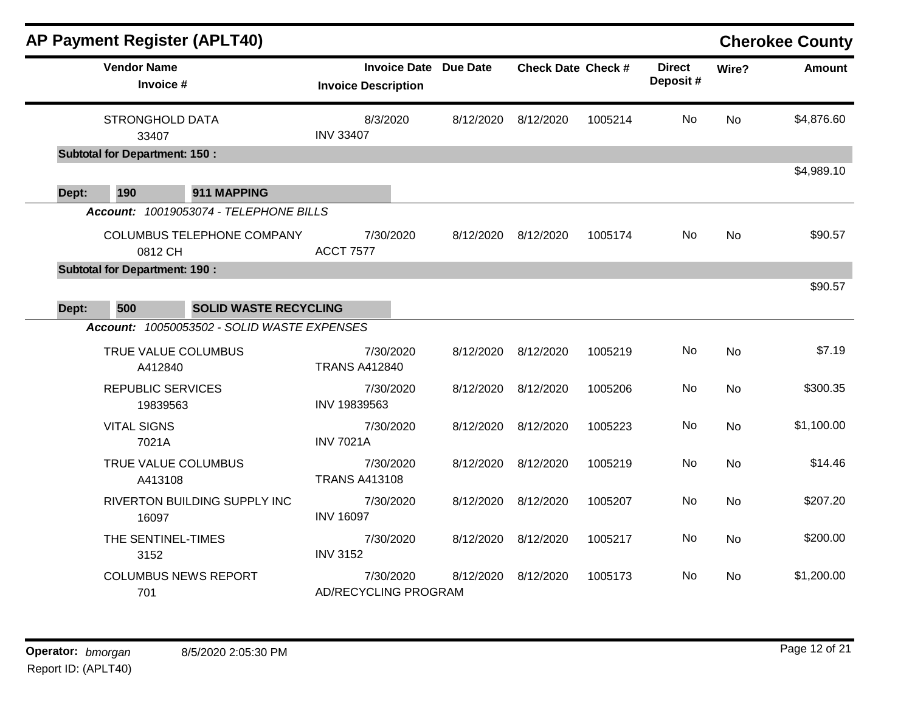## AP Payment Register (APLT40) — Cherokee County

| Vendor Name / Invoice # | Invoice Date / Invoice Description | Due Date | Check Date | Check # | Direct Deposit # | Wire? | Amount |
|---|---|---|---|---|---|---|---|
| STRONGHOLD DATA<br>33407 | 8/3/2020<br>INV 33407 | 8/12/2020 | 8/12/2020 | 1005214 | No | No | $4,876.60 |
| **Subtotal for Department: 150 :** | | | | | | | $4,989.10 |
| **Dept: 190 — 911 MAPPING** | | | | | | | |
| ***Account: 10019053074 - TELEPHONE BILLS*** | | | | | | | |
| COLUMBUS TELEPHONE COMPANY<br>0812 CH | 7/30/2020<br>ACCT 7577 | 8/12/2020 | 8/12/2020 | 1005174 | No | No | $90.57 |
| **Subtotal for Department: 190 :** | | | | | | | $90.57 |
| **Dept: 500 — SOLID WASTE RECYCLING** | | | | | | | |
| ***Account: 10050053502 - SOLID WASTE EXPENSES*** | | | | | | | |
| TRUE VALUE COLUMBUS<br>A412840 | 7/30/2020<br>TRANS A412840 | 8/12/2020 | 8/12/2020 | 1005219 | No | No | $7.19 |
| REPUBLIC SERVICES<br>19839563 | 7/30/2020<br>INV 19839563 | 8/12/2020 | 8/12/2020 | 1005206 | No | No | $300.35 |
| VITAL SIGNS<br>7021A | 7/30/2020<br>INV 7021A | 8/12/2020 | 8/12/2020 | 1005223 | No | No | $1,100.00 |
| TRUE VALUE COLUMBUS<br>A413108 | 7/30/2020<br>TRANS A413108 | 8/12/2020 | 8/12/2020 | 1005219 | No | No | $14.46 |
| RIVERTON BUILDING SUPPLY INC<br>16097 | 7/30/2020<br>INV 16097 | 8/12/2020 | 8/12/2020 | 1005207 | No | No | $207.20 |
| THE SENTINEL-TIMES<br>3152 | 7/30/2020<br>INV 3152 | 8/12/2020 | 8/12/2020 | 1005217 | No | No | $200.00 |
| COLUMBUS NEWS REPORT<br>701 | 7/30/2020<br>AD/RECYCLING PROGRAM | 8/12/2020 | 8/12/2020 | 1005173 | No | No | $1,200.00 |

**Operator:** *bmorgan* 8/5/2020 2:05:30 PM
Report ID: (APLT40)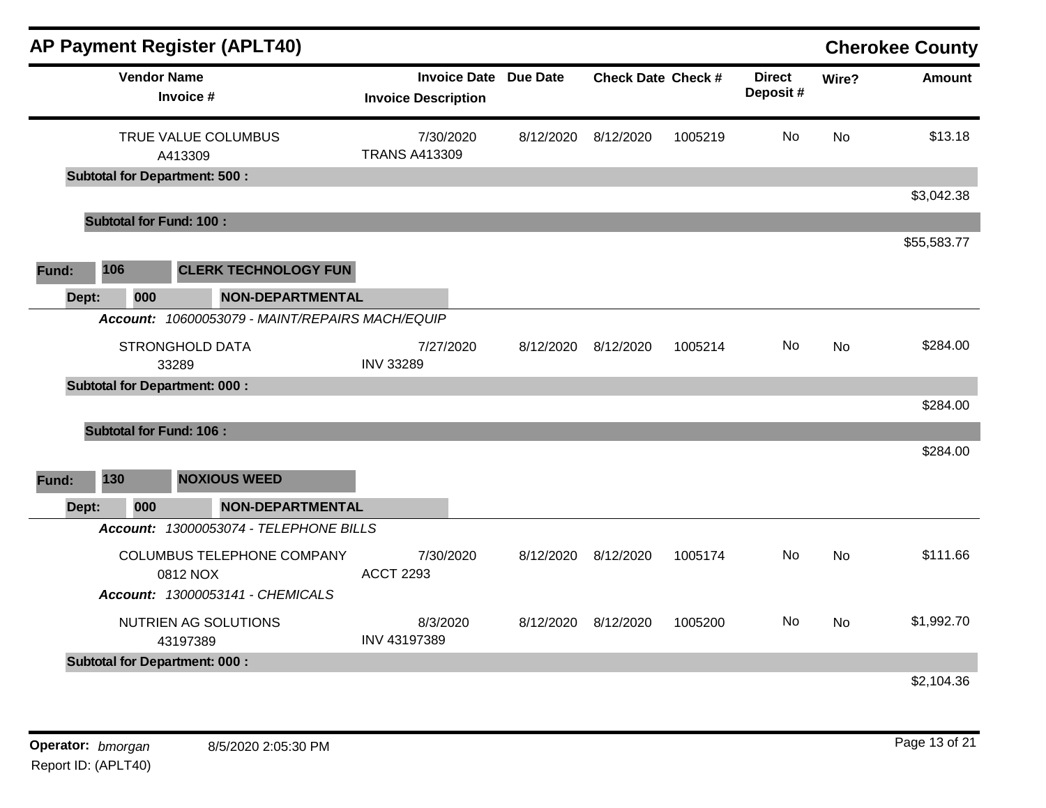# AP Payment Register (APLT40)

**Cherokee County**

| Vendor Name / Invoice # | Invoice Date / Invoice Description | Due Date | Check Date | Check # | Direct Deposit # | Wire? | Amount |
|---|---|---|---|---|---|---|---|
| TRUE VALUE COLUMBUS<br>A413309 | 7/30/2020<br>TRANS A413309 | 8/12/2020 | 8/12/2020 | 1005219 | No | No | $13.18 |
| **Subtotal for Department: 500 :** | | | | | | | $3,042.38 |
| **Subtotal for Fund: 100 :** | | | | | | | $55,583.77 |

**Fund:** 106 **CLERK TECHNOLOGY FUN**

**Dept:** 000 **NON-DEPARTMENTAL**

***Account:*** *10600053079 - MAINT/REPAIRS MACH/EQUIP*

| Vendor Name / Invoice # | Invoice Date / Invoice Description | Due Date | Check Date | Check # | Direct Deposit # | Wire? | Amount |
|---|---|---|---|---|---|---|---|
| STRONGHOLD DATA<br>33289 | 7/27/2020<br>INV 33289 | 8/12/2020 | 8/12/2020 | 1005214 | No | No | $284.00 |
| **Subtotal for Department: 000 :** | | | | | | | $284.00 |
| **Subtotal for Fund: 106 :** | | | | | | | $284.00 |

**Fund:** 130 **NOXIOUS WEED**

**Dept:** 000 **NON-DEPARTMENTAL**

***Account:*** *13000053074 - TELEPHONE BILLS*

| Vendor Name / Invoice # | Invoice Date / Invoice Description | Due Date | Check Date | Check # | Direct Deposit # | Wire? | Amount |
|---|---|---|---|---|---|---|---|
| COLUMBUS TELEPHONE COMPANY<br>0812 NOX | 7/30/2020<br>ACCT 2293 | 8/12/2020 | 8/12/2020 | 1005174 | No | No | $111.66 |

***Account:*** *13000053141 - CHEMICALS*

| Vendor Name / Invoice # | Invoice Date / Invoice Description | Due Date | Check Date | Check # | Direct Deposit # | Wire? | Amount |
|---|---|---|---|---|---|---|---|
| NUTRIEN AG SOLUTIONS<br>43197389 | 8/3/2020<br>INV 43197389 | 8/12/2020 | 8/12/2020 | 1005200 | No | No | $1,992.70 |
| **Subtotal for Department: 000 :** | | | | | | | $2,104.36 |

**Operator:** *bmorgan* 8/5/2020 2:05:30 PM

Report ID: (APLT40)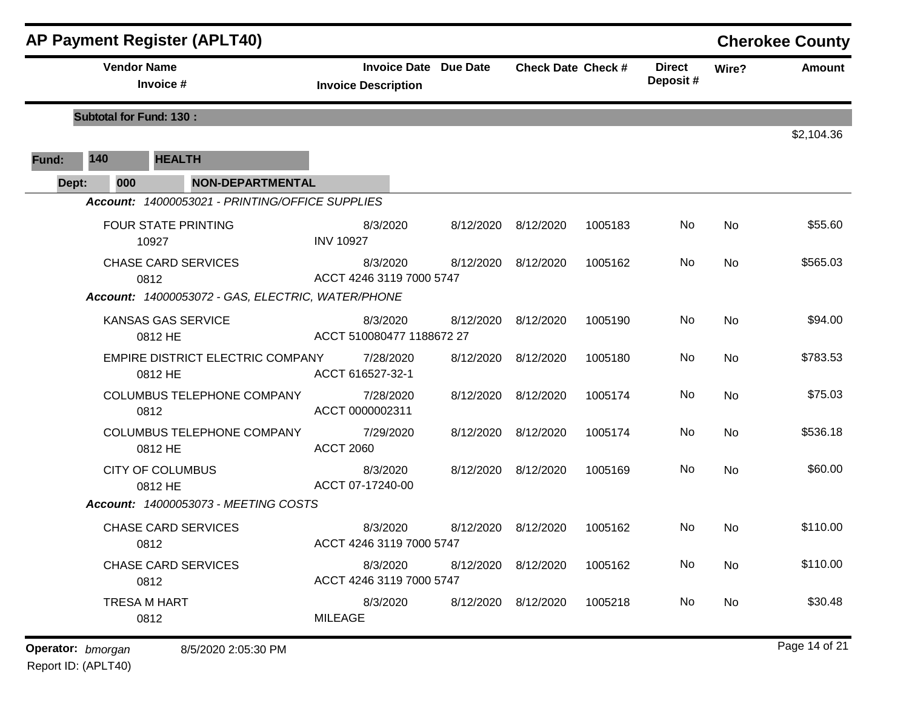## AP Payment Register (APLT40)

**Cherokee County**

| Vendor Name / Invoice # | Invoice Date / Invoice Description | Due Date | Check Date | Check # | Direct Deposit # | Wire? | Amount |
|---|---|---|---|---|---|---|---|
| **Subtotal for Fund: 130 :** | | | | | | | $2,104.36 |

**Fund:** 140 **HEALTH**

**Dept:** 000 **NON-DEPARTMENTAL**

*Account: 14000053021 - PRINTING/OFFICE SUPPLIES*

| Vendor Name / Invoice # | Invoice Date / Invoice Description | Due Date | Check Date | Check # | Direct Deposit # | Wire? | Amount |
|---|---|---|---|---|---|---|---|
| FOUR STATE PRINTING / 10927 | 8/3/2020 / INV 10927 | 8/12/2020 | 8/12/2020 | 1005183 | No | No | $55.60 |
| CHASE CARD SERVICES / 0812 | 8/3/2020 / ACCT 4246 3119 7000 5747 | 8/12/2020 | 8/12/2020 | 1005162 | No | No | $565.03 |

*Account: 14000053072 - GAS, ELECTRIC, WATER/PHONE*

| Vendor Name / Invoice # | Invoice Date / Invoice Description | Due Date | Check Date | Check # | Direct Deposit # | Wire? | Amount |
|---|---|---|---|---|---|---|---|
| KANSAS GAS SERVICE / 0812 HE | 8/3/2020 / ACCT 510080477 1188672 27 | 8/12/2020 | 8/12/2020 | 1005190 | No | No | $94.00 |
| EMPIRE DISTRICT ELECTRIC COMPANY / 0812 HE | 7/28/2020 / ACCT 616527-32-1 | 8/12/2020 | 8/12/2020 | 1005180 | No | No | $783.53 |
| COLUMBUS TELEPHONE COMPANY / 0812 | 7/28/2020 / ACCT 0000002311 | 8/12/2020 | 8/12/2020 | 1005174 | No | No | $75.03 |
| COLUMBUS TELEPHONE COMPANY / 0812 HE | 7/29/2020 / ACCT 2060 | 8/12/2020 | 8/12/2020 | 1005174 | No | No | $536.18 |
| CITY OF COLUMBUS / 0812 HE | 8/3/2020 / ACCT 07-17240-00 | 8/12/2020 | 8/12/2020 | 1005169 | No | No | $60.00 |

*Account: 14000053073 - MEETING COSTS*

| Vendor Name / Invoice # | Invoice Date / Invoice Description | Due Date | Check Date | Check # | Direct Deposit # | Wire? | Amount |
|---|---|---|---|---|---|---|---|
| CHASE CARD SERVICES / 0812 | 8/3/2020 / ACCT 4246 3119 7000 5747 | 8/12/2020 | 8/12/2020 | 1005162 | No | No | $110.00 |
| CHASE CARD SERVICES / 0812 | 8/3/2020 / ACCT 4246 3119 7000 5747 | 8/12/2020 | 8/12/2020 | 1005162 | No | No | $110.00 |
| TRESA M HART / 0812 | 8/3/2020 / MILEAGE | 8/12/2020 | 8/12/2020 | 1005218 | No | No | $30.48 |

**Operator:** *bmorgan* 8/5/2020 2:05:30 PM

Report ID: (APLT40)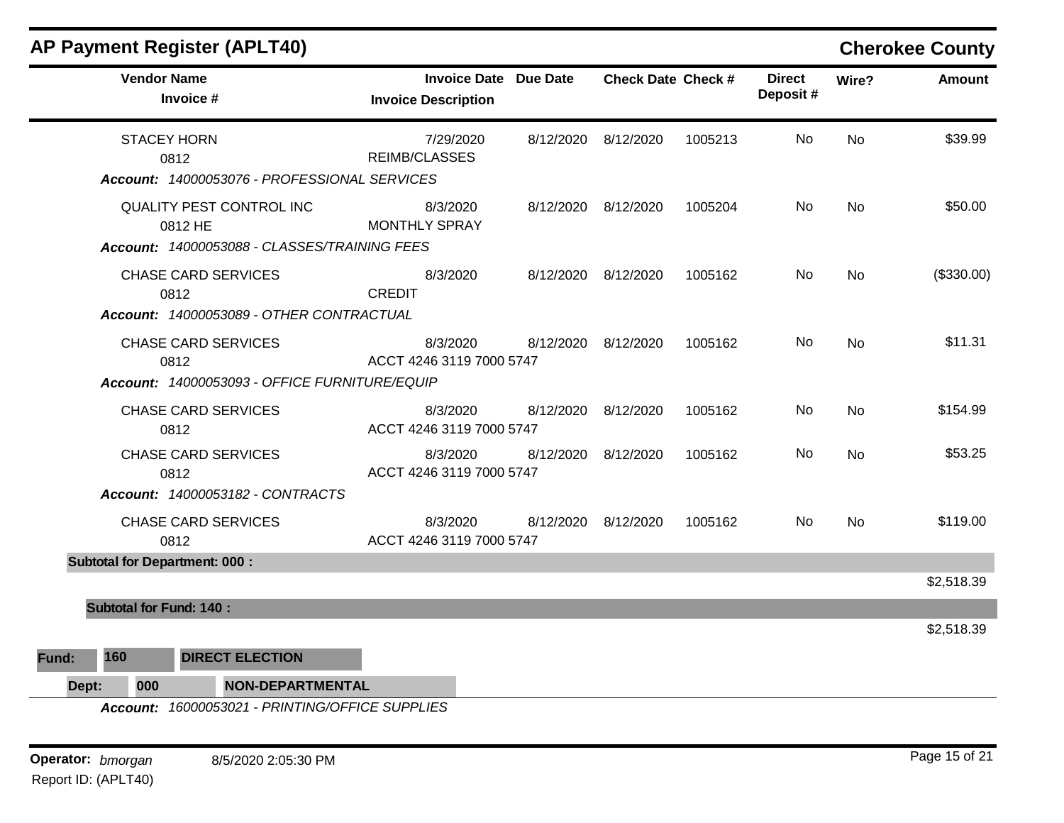## AP Payment Register (APLT40)

**Cherokee County**

| Vendor Name / Invoice # | Invoice Date / Invoice Description | Due Date | Check Date | Check # | Direct Deposit # | Wire? | Amount |
|---|---|---|---|---|---|---|---|
| STACEY HORN<br>0812 | 7/29/2020<br>REIMB/CLASSES | 8/12/2020 | 8/12/2020 | 1005213 | No | No | $39.99 |
| ***Account:*** *14000053076 - PROFESSIONAL SERVICES* | | | | | | | |
| QUALITY PEST CONTROL INC<br>0812 HE | 8/3/2020<br>MONTHLY SPRAY | 8/12/2020 | 8/12/2020 | 1005204 | No | No | $50.00 |
| ***Account:*** *14000053088 - CLASSES/TRAINING FEES* | | | | | | | |
| CHASE CARD SERVICES<br>0812 | 8/3/2020<br>CREDIT | 8/12/2020 | 8/12/2020 | 1005162 | No | No | ($330.00) |
| ***Account:*** *14000053089 - OTHER CONTRACTUAL* | | | | | | | |
| CHASE CARD SERVICES<br>0812 | 8/3/2020<br>ACCT 4246 3119 7000 5747 | 8/12/2020 | 8/12/2020 | 1005162 | No | No | $11.31 |
| ***Account:*** *14000053093 - OFFICE FURNITURE/EQUIP* | | | | | | | |
| CHASE CARD SERVICES<br>0812 | 8/3/2020<br>ACCT 4246 3119 7000 5747 | 8/12/2020 | 8/12/2020 | 1005162 | No | No | $154.99 |
| CHASE CARD SERVICES<br>0812 | 8/3/2020<br>ACCT 4246 3119 7000 5747 | 8/12/2020 | 8/12/2020 | 1005162 | No | No | $53.25 |
| ***Account:*** *14000053182 - CONTRACTS* | | | | | | | |
| CHASE CARD SERVICES<br>0812 | 8/3/2020<br>ACCT 4246 3119 7000 5747 | 8/12/2020 | 8/12/2020 | 1005162 | No | No | $119.00 |
| **Subtotal for Department: 000 :** | | | | | | | $2,518.39 |
| **Subtotal for Fund: 140 :** | | | | | | | $2,518.39 |

**Fund:** **160** **DIRECT ELECTION**

**Dept:** **000** **NON-DEPARTMENTAL**

***Account:*** *16000053021 - PRINTING/OFFICE SUPPLIES*

**Operator:** *bmorgan* 8/5/2020 2:05:30 PM

Report ID: (APLT40)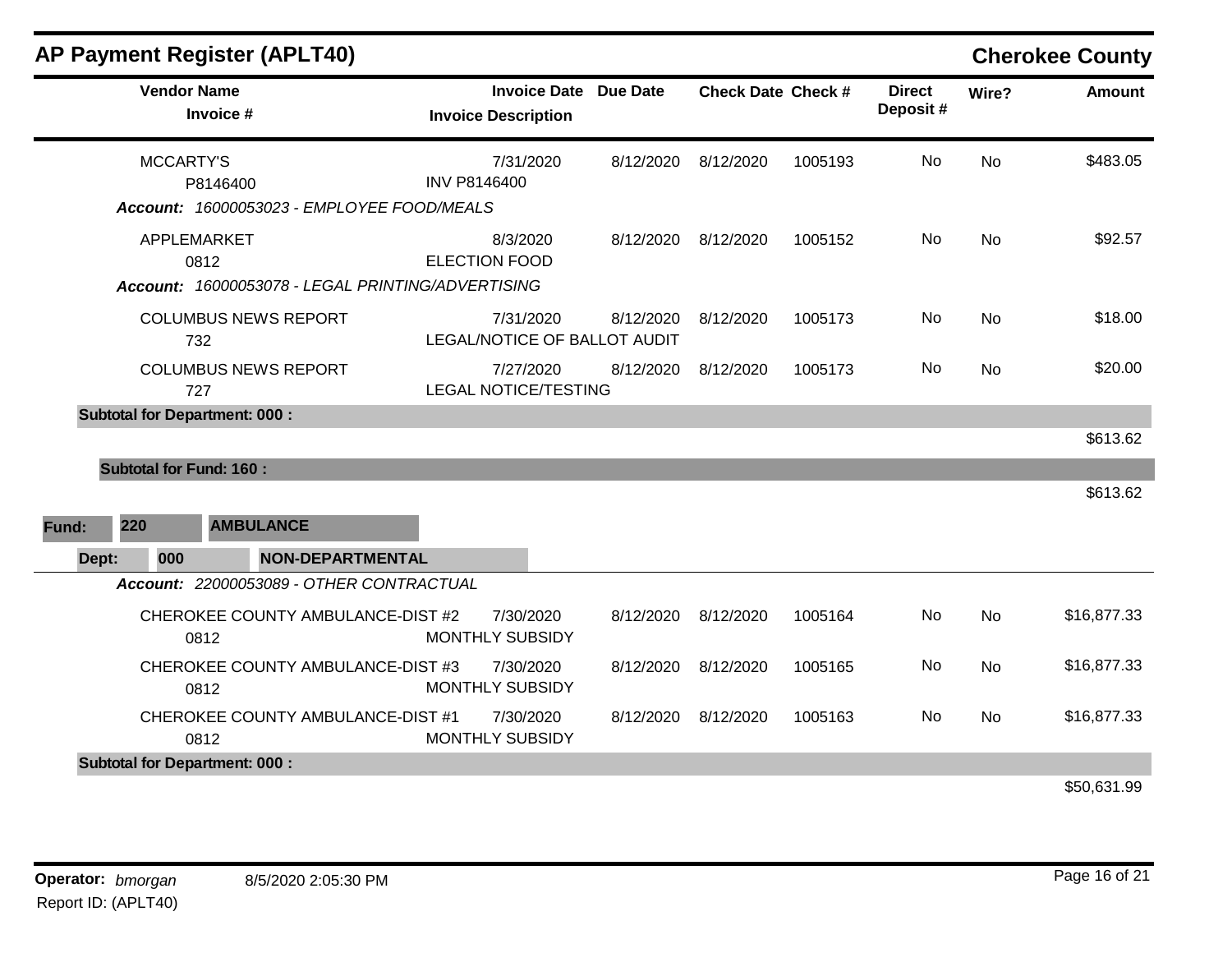## AP Payment Register (APLT40)

**Cherokee County**

| Vendor Name / Invoice # | Invoice Date / Invoice Description | Due Date | Check Date | Check # | Direct Deposit # | Wire? | Amount |
|---|---|---|---|---|---|---|---|
| MCCARTY'S<br>P8146400 | 7/31/2020<br>INV P8146400 | 8/12/2020 | 8/12/2020 | 1005193 | No | No | $483.05 |
| ***Account:** 16000053023 - EMPLOYEE FOOD/MEALS* | | | | | | | |
| APPLEMARKET<br>0812 | 8/3/2020<br>ELECTION FOOD | 8/12/2020 | 8/12/2020 | 1005152 | No | No | $92.57 |
| ***Account:** 16000053078 - LEGAL PRINTING/ADVERTISING* | | | | | | | |
| COLUMBUS NEWS REPORT<br>732 | 7/31/2020<br>LEGAL/NOTICE OF BALLOT AUDIT | 8/12/2020 | 8/12/2020 | 1005173 | No | No | $18.00 |
| COLUMBUS NEWS REPORT<br>727 | 7/27/2020<br>LEGAL NOTICE/TESTING | 8/12/2020 | 8/12/2020 | 1005173 | No | No | $20.00 |
| **Subtotal for Department: 000 :** | | | | | | | $613.62 |
| **Subtotal for Fund: 160 :** | | | | | | | $613.62 |

**Fund:** 220 **AMBULANCE**

**Dept:** 000 **NON-DEPARTMENTAL**

| Vendor Name / Invoice # | Invoice Date / Invoice Description | Due Date | Check Date | Check # | Direct Deposit # | Wire? | Amount |
|---|---|---|---|---|---|---|---|
| ***Account:** 22000053089 - OTHER CONTRACTUAL* | | | | | | | |
| CHEROKEE COUNTY AMBULANCE-DIST #2<br>0812 | 7/30/2020<br>MONTHLY SUBSIDY | 8/12/2020 | 8/12/2020 | 1005164 | No | No | $16,877.33 |
| CHEROKEE COUNTY AMBULANCE-DIST #3<br>0812 | 7/30/2020<br>MONTHLY SUBSIDY | 8/12/2020 | 8/12/2020 | 1005165 | No | No | $16,877.33 |
| CHEROKEE COUNTY AMBULANCE-DIST #1<br>0812 | 7/30/2020<br>MONTHLY SUBSIDY | 8/12/2020 | 8/12/2020 | 1005163 | No | No | $16,877.33 |
| **Subtotal for Department: 000 :** | | | | | | | $50,631.99 |

**Operator:** *bmorgan* 8/5/2020 2:05:30 PM

Report ID: (APLT40)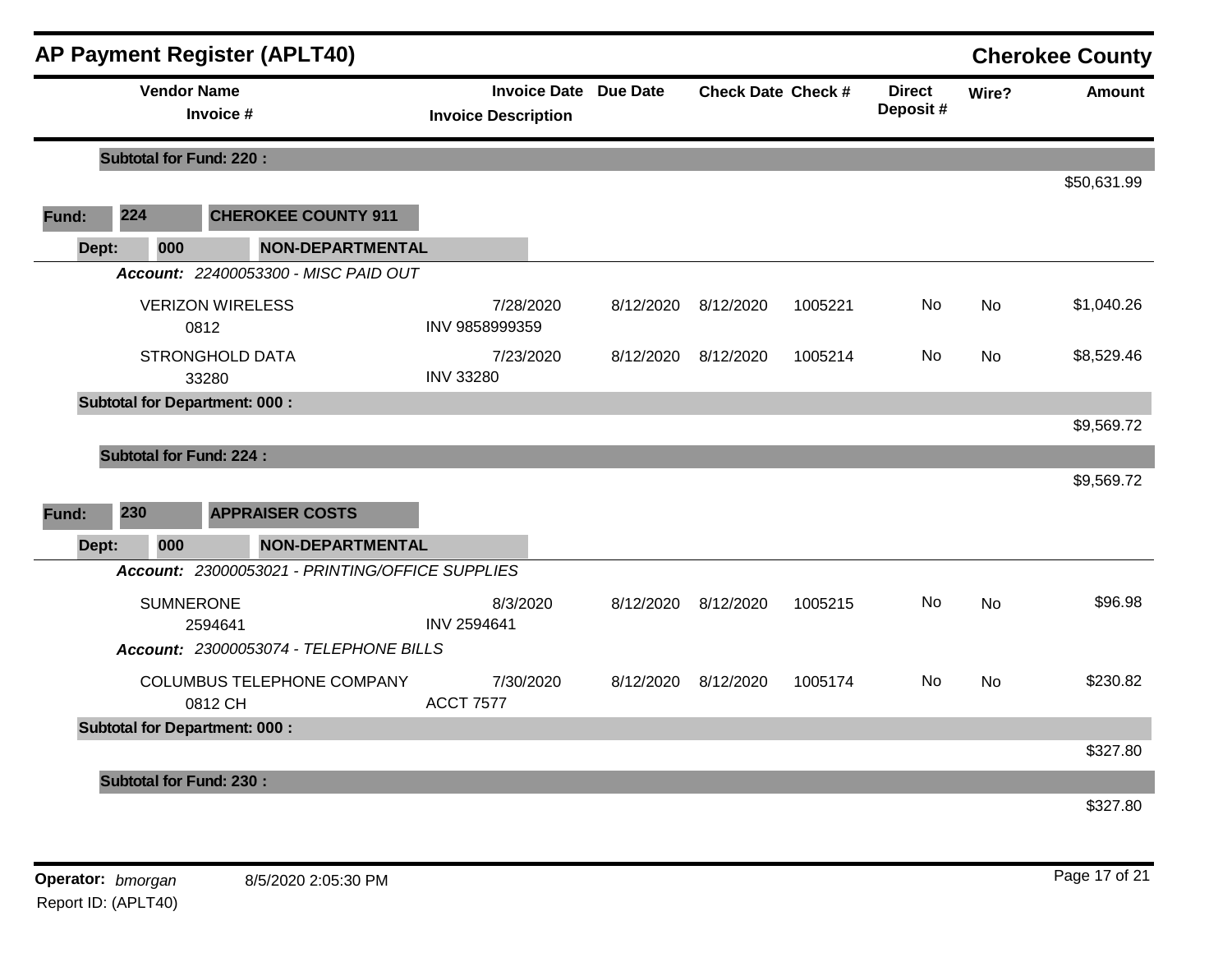## AP Payment Register (APLT40) — Cherokee County

| Vendor Name / Invoice # | Invoice Date / Invoice Description | Due Date | Check Date | Check # | Direct Deposit # | Wire? | Amount |
|---|---|---|---|---|---|---|---|
| **Subtotal for Fund: 220 :** | | | | | | | $50,631.99 |

**Fund: 224 — CHEROKEE COUNTY 911**

**Dept: 000 — NON-DEPARTMENTAL**

***Account: 22400053300 - MISC PAID OUT***

| Vendor Name / Invoice # | Invoice Date / Invoice Description | Due Date | Check Date | Check # | Direct Deposit # | Wire? | Amount |
|---|---|---|---|---|---|---|---|
| VERIZON WIRELESS 0812 | 7/28/2020 INV 9858999359 | 8/12/2020 | 8/12/2020 | 1005221 | No | No | $1,040.26 |
| STRONGHOLD DATA 33280 | 7/23/2020 INV 33280 | 8/12/2020 | 8/12/2020 | 1005214 | No | No | $8,529.46 |
| **Subtotal for Department: 000 :** | | | | | | | $9,569.72 |
| **Subtotal for Fund: 224 :** | | | | | | | $9,569.72 |

**Fund: 230 — APPRAISER COSTS**

**Dept: 000 — NON-DEPARTMENTAL**

***Account: 23000053021 - PRINTING/OFFICE SUPPLIES***

| Vendor Name / Invoice # | Invoice Date / Invoice Description | Due Date | Check Date | Check # | Direct Deposit # | Wire? | Amount |
|---|---|---|---|---|---|---|---|
| SUMNERONE 2594641 | 8/3/2020 INV 2594641 | 8/12/2020 | 8/12/2020 | 1005215 | No | No | $96.98 |

***Account: 23000053074 - TELEPHONE BILLS***

| Vendor Name / Invoice # | Invoice Date / Invoice Description | Due Date | Check Date | Check # | Direct Deposit # | Wire? | Amount |
|---|---|---|---|---|---|---|---|
| COLUMBUS TELEPHONE COMPANY 0812 CH | 7/30/2020 ACCT 7577 | 8/12/2020 | 8/12/2020 | 1005174 | No | No | $230.82 |
| **Subtotal for Department: 000 :** | | | | | | | $327.80 |
| **Subtotal for Fund: 230 :** | | | | | | | $327.80 |

**Operator:** *bmorgan* 8/5/2020 2:05:30 PM
Report ID: (APLT40)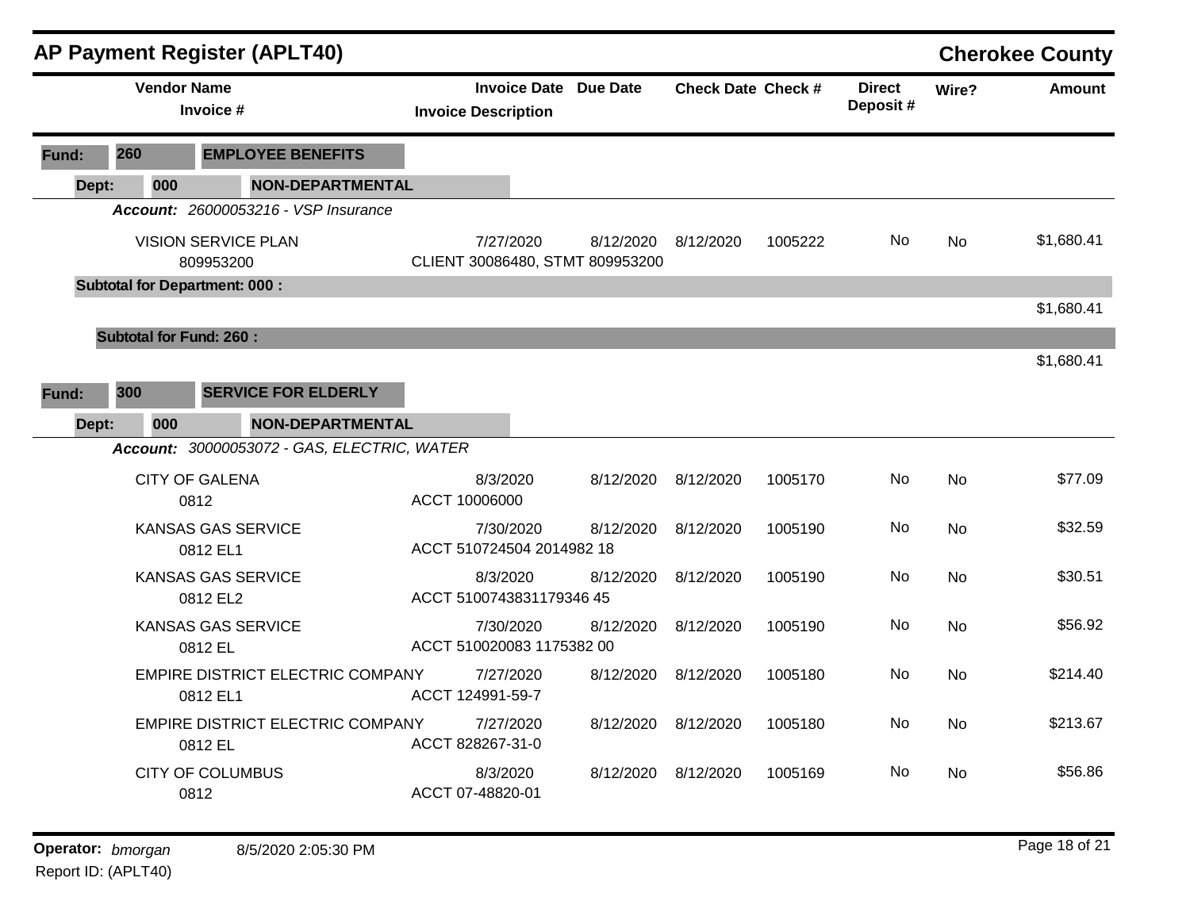# AP Payment Register (APLT40)

**Cherokee County**

| Vendor Name / Invoice # | Invoice Date / Invoice Description | Due Date | Check Date | Check # | Direct Deposit # | Wire? | Amount |
|---|---|---|---|---|---|---|---|
| **Fund: 260 EMPLOYEE BENEFITS** | | | | | | | |
| **Dept: 000 NON-DEPARTMENTAL** | | | | | | | |
| ***Account:*** *26000053216 - VSP Insurance* | | | | | | | |
| VISION SERVICE PLAN<br>809953200 | 7/27/2020<br>CLIENT 30086480, STMT 809953200 | 8/12/2020 | 8/12/2020 | 1005222 | No | No | $1,680.41 |
| **Subtotal for Department: 000 :** | | | | | | | $1,680.41 |
| **Subtotal for Fund: 260 :** | | | | | | | $1,680.41 |
| **Fund: 300 SERVICE FOR ELDERLY** | | | | | | | |
| **Dept: 000 NON-DEPARTMENTAL** | | | | | | | |
| ***Account:*** *30000053072 - GAS, ELECTRIC, WATER* | | | | | | | |
| CITY OF GALENA<br>0812 | 8/3/2020<br>ACCT 10006000 | 8/12/2020 | 8/12/2020 | 1005170 | No | No | $77.09 |
| KANSAS GAS SERVICE<br>0812 EL1 | 7/30/2020<br>ACCT 510724504 2014982 18 | 8/12/2020 | 8/12/2020 | 1005190 | No | No | $32.59 |
| KANSAS GAS SERVICE<br>0812 EL2 | 8/3/2020<br>ACCT 5100743831179346 45 | 8/12/2020 | 8/12/2020 | 1005190 | No | No | $30.51 |
| KANSAS GAS SERVICE<br>0812 EL | 7/30/2020<br>ACCT 510020083 1175382 00 | 8/12/2020 | 8/12/2020 | 1005190 | No | No | $56.92 |
| EMPIRE DISTRICT ELECTRIC COMPANY<br>0812 EL1 | 7/27/2020<br>ACCT 124991-59-7 | 8/12/2020 | 8/12/2020 | 1005180 | No | No | $214.40 |
| EMPIRE DISTRICT ELECTRIC COMPANY<br>0812 EL | 7/27/2020<br>ACCT 828267-31-0 | 8/12/2020 | 8/12/2020 | 1005180 | No | No | $213.67 |
| CITY OF COLUMBUS<br>0812 | 8/3/2020<br>ACCT 07-48820-01 | 8/12/2020 | 8/12/2020 | 1005169 | No | No | $56.86 |

**Operator:** *bmorgan* 8/5/2020 2:05:30 PM
Report ID: (APLT40)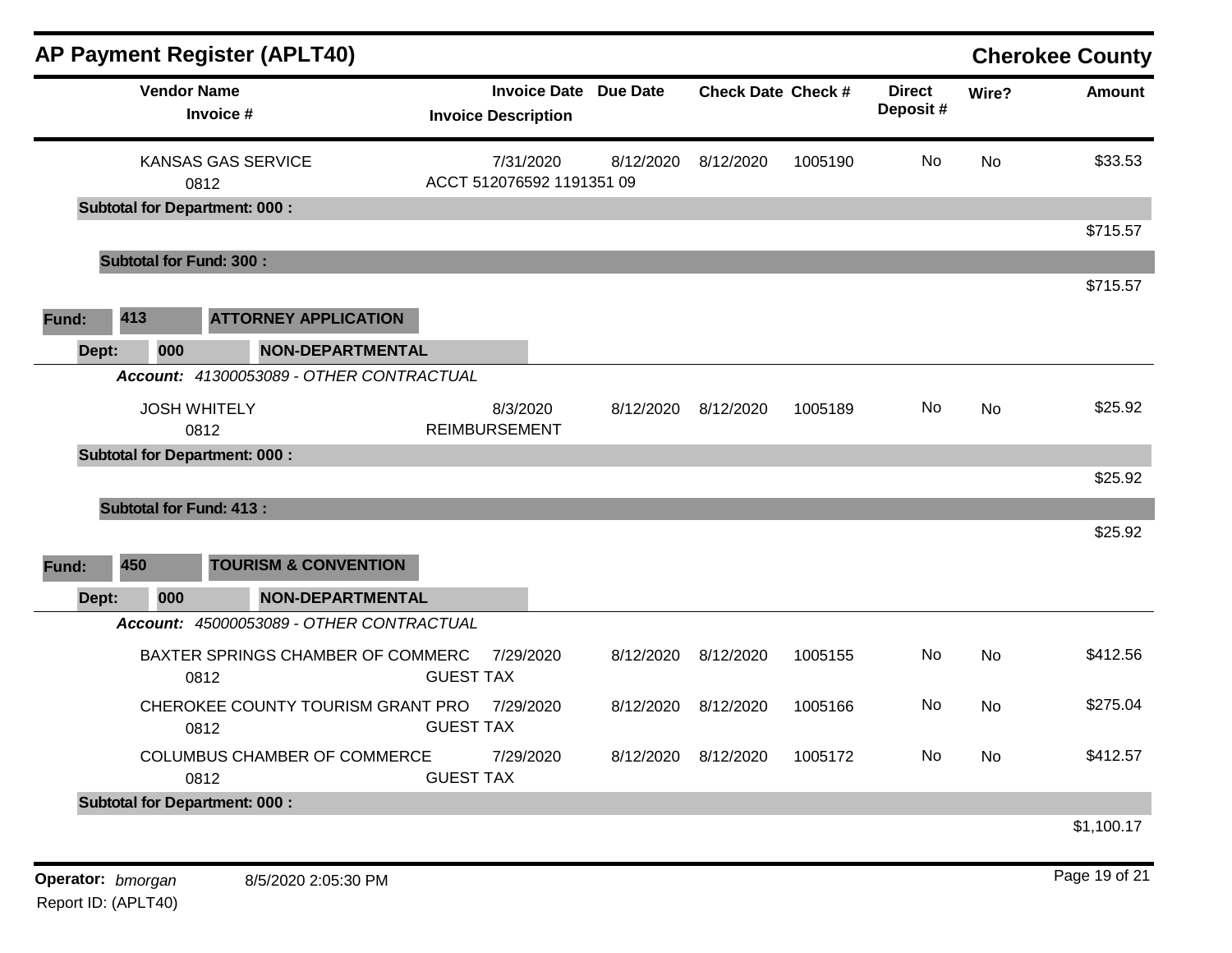## AP Payment Register (APLT40)

**Cherokee County**

| Vendor Name / Invoice # | Invoice Date / Invoice Description | Due Date | Check Date | Check # | Direct Deposit # | Wire? | Amount |
|---|---|---|---|---|---|---|---|
| KANSAS GAS SERVICE<br>0812 | 7/31/2020<br>ACCT 512076592 1191351 09 | 8/12/2020 | 8/12/2020 | 1005190 | No | No | $33.53 |
| **Subtotal for Department: 000 :** | | | | | | | $715.57 |
| **Subtotal for Fund: 300 :** | | | | | | | $715.57 |

**Fund: 413 ATTORNEY APPLICATION**

**Dept: 000 NON-DEPARTMENTAL**

***Account:*** *41300053089 - OTHER CONTRACTUAL*

| Vendor Name / Invoice # | Invoice Date / Invoice Description | Due Date | Check Date | Check # | Direct Deposit # | Wire? | Amount |
|---|---|---|---|---|---|---|---|
| JOSH WHITELY<br>0812 | 8/3/2020<br>REIMBURSEMENT | 8/12/2020 | 8/12/2020 | 1005189 | No | No | $25.92 |
| **Subtotal for Department: 000 :** | | | | | | | $25.92 |
| **Subtotal for Fund: 413 :** | | | | | | | $25.92 |

**Fund: 450 TOURISM & CONVENTION**

**Dept: 000 NON-DEPARTMENTAL**

***Account:*** *45000053089 - OTHER CONTRACTUAL*

| Vendor Name / Invoice # | Invoice Date / Invoice Description | Due Date | Check Date | Check # | Direct Deposit # | Wire? | Amount |
|---|---|---|---|---|---|---|---|
| BAXTER SPRINGS CHAMBER OF COMMERC<br>0812 | 7/29/2020<br>GUEST TAX | 8/12/2020 | 8/12/2020 | 1005155 | No | No | $412.56 |
| CHEROKEE COUNTY TOURISM GRANT PRO<br>0812 | 7/29/2020<br>GUEST TAX | 8/12/2020 | 8/12/2020 | 1005166 | No | No | $275.04 |
| COLUMBUS CHAMBER OF COMMERCE<br>0812 | 7/29/2020<br>GUEST TAX | 8/12/2020 | 8/12/2020 | 1005172 | No | No | $412.57 |
| **Subtotal for Department: 000 :** | | | | | | | $1,100.17 |

**Operator:** *bmorgan* 8/5/2020 2:05:30 PM

Report ID: (APLT40)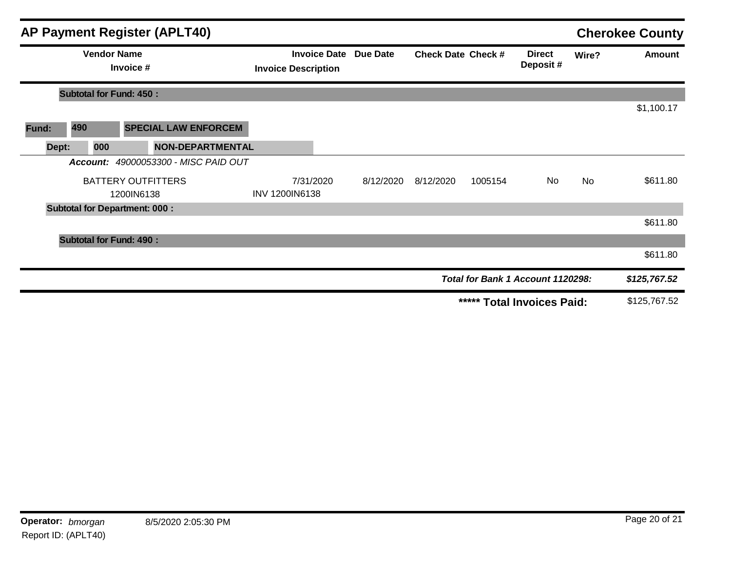## AP Payment Register (APLT40)

**Cherokee County**

| Vendor Name / Invoice # | Invoice Date / Invoice Description | Due Date | Check Date | Check # | Direct Deposit # | Wire? | Amount |
|---|---|---|---|---|---|---|---|
| **Subtotal for Fund: 450 :** | | | | | | | $1,100.17 |
| **Fund: 490 SPECIAL LAW ENFORCEM** | | | | | | | |
| **Dept: 000 NON-DEPARTMENTAL** | | | | | | | |
| ***Account: 49000053300 - MISC PAID OUT*** | | | | | | | |
| BATTERY OUTFITTERS<br>1200IN6138 | 7/31/2020<br>INV 1200IN6138 | 8/12/2020 | 8/12/2020 | 1005154 | No | No | $611.80 |
| **Subtotal for Department: 000 :** | | | | | | | $611.80 |
| **Subtotal for Fund: 490 :** | | | | | | | $611.80 |
| | | | | | | ***Total for Bank 1 Account 1120298:*** | ***$125,767.52*** |
| | | | | | | **\*\*\*\*\* Total Invoices Paid:** | $125,767.52 |

**Operator:** *bmorgan* 8/5/2020 2:05:30 PM

Report ID: (APLT40)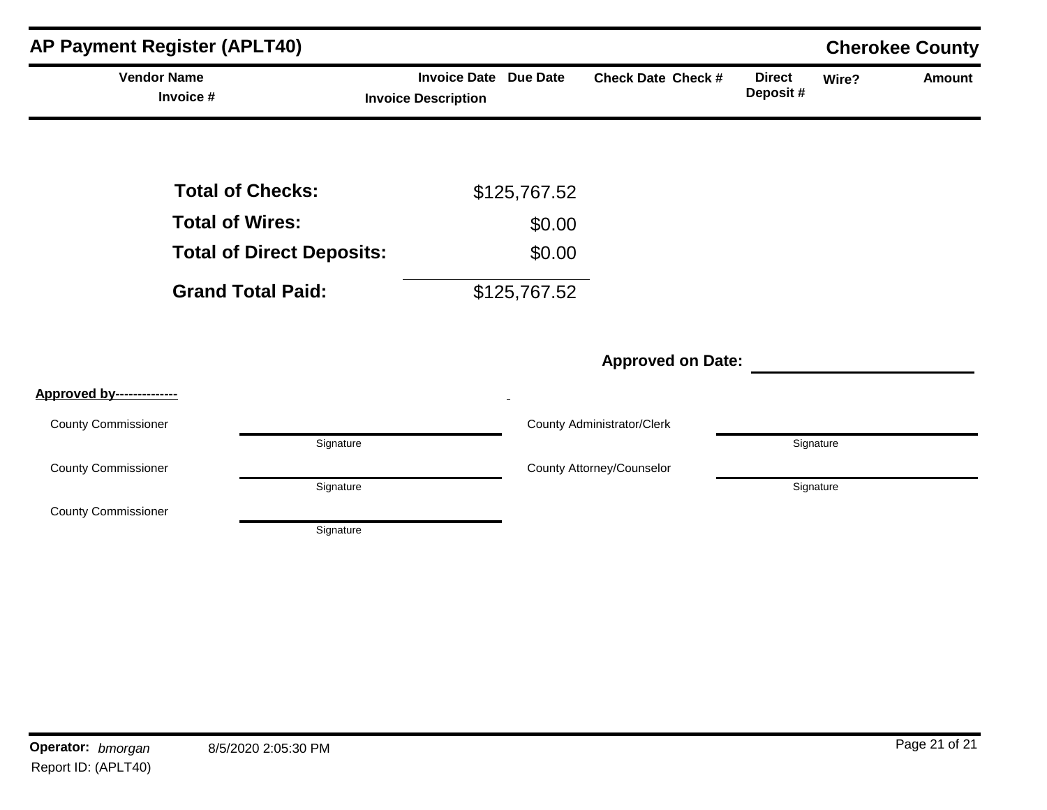# AP Payment Register (APLT40)

**Cherokee County**

| Vendor Name<br>Invoice # | Invoice Date<br>Invoice Description | Due Date | Check Date | Check # | Direct Deposit # | Wire? | Amount |
|---|---|---|---|---|---|---|---|

| | |
|---|---|
| **Total of Checks:** | $125,767.52 |
| **Total of Wires:** | $0.00 |
| **Total of Direct Deposits:** | $0.00 |
| **Grand Total Paid:** | $125,767.52 |

**Approved on Date:** ______________________

**Approved by--------------**

County Commissioner ______________________
Signature

County Administrator/Clerk ______________________
Signature

County Commissioner ______________________
Signature

County Attorney/Counselor ______________________
Signature

County Commissioner ______________________
Signature

**Operator:** *bmorgan* 8/5/2020 2:05:30 PM

Report ID: (APLT40)